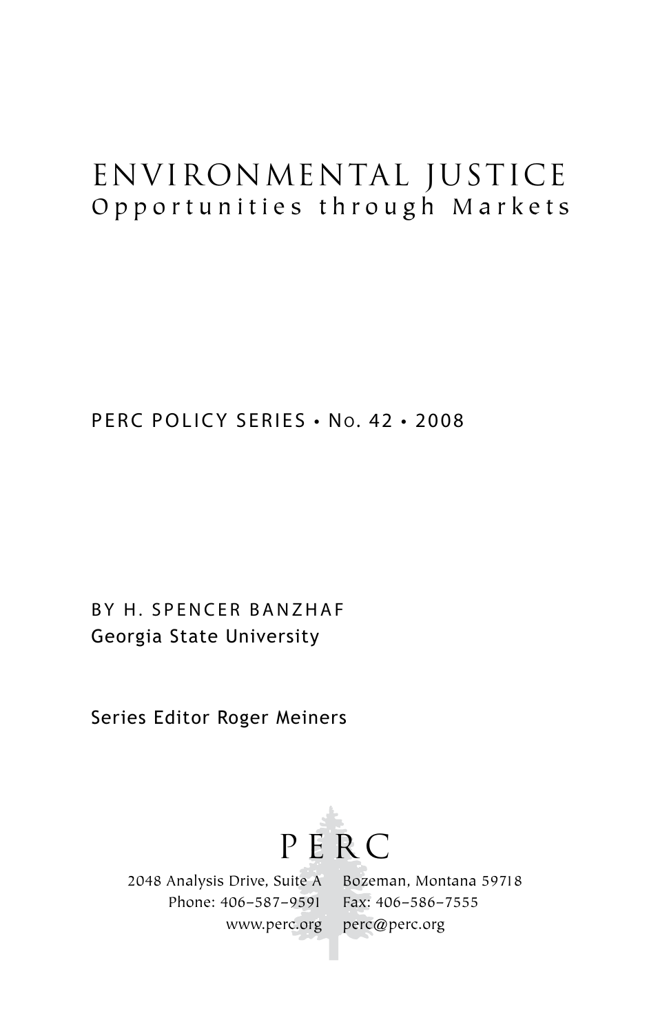# ENVIRONMENTAL JUSTICE
## Opportunities through Markets

PERC POLICY SERIES • No. 42 • 2008

BY H. SPENCER BANZHAF
Georgia State University

Series Editor Roger Meiners

PERC

2048 Analysis Drive, Suite A
Bozeman, Montana 59718
Phone: 406–587–9591
Fax: 406–586–7555
www.perc.org
perc@perc.org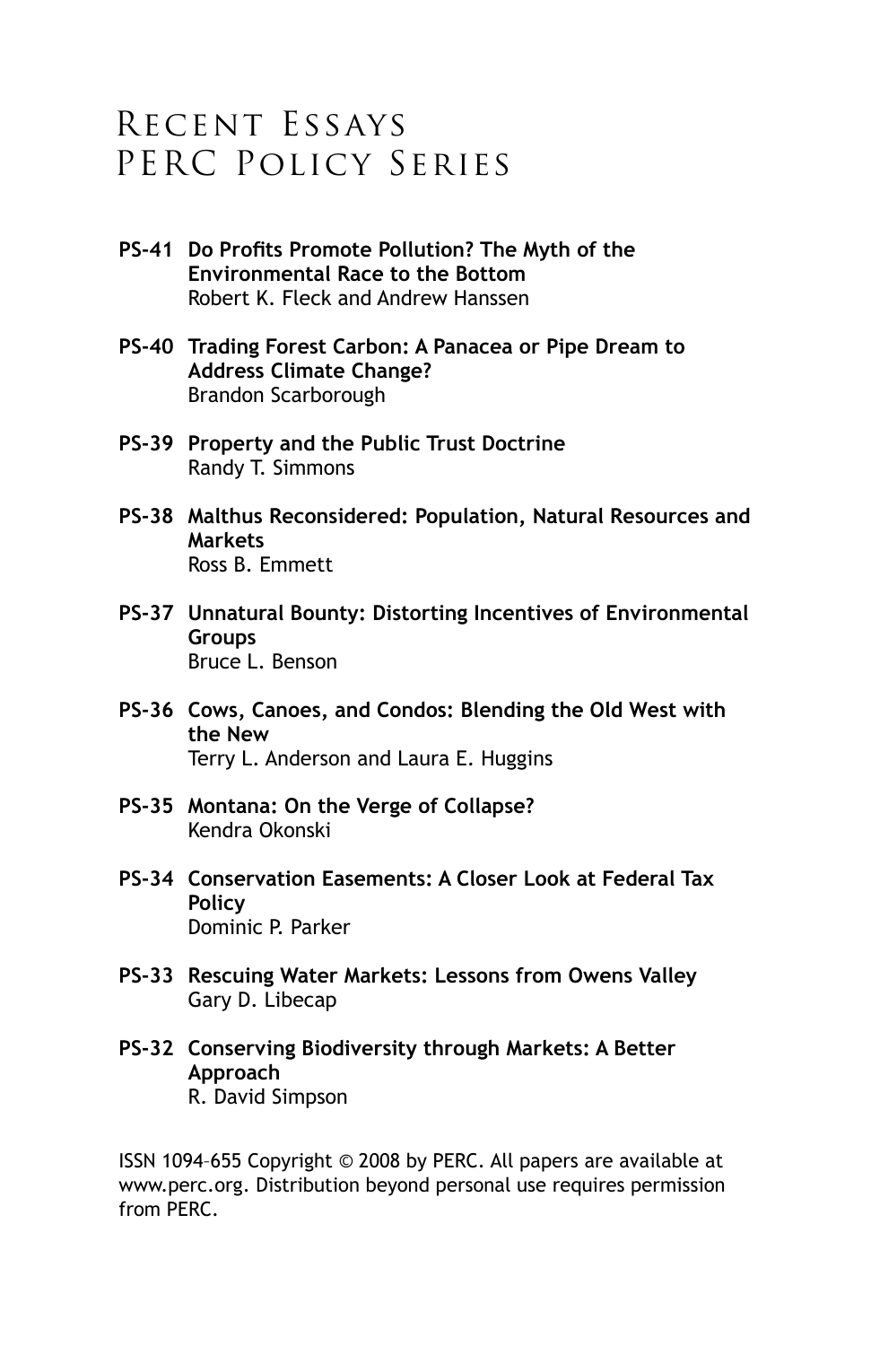# Recent Essays PERC Policy Series

**PS-41 Do Profits Promote Pollution? The Myth of the Environmental Race to the Bottom**
Robert K. Fleck and Andrew Hanssen

**PS-40 Trading Forest Carbon: A Panacea or Pipe Dream to Address Climate Change?**
Brandon Scarborough

**PS-39 Property and the Public Trust Doctrine**
Randy T. Simmons

**PS-38 Malthus Reconsidered: Population, Natural Resources and Markets**
Ross B. Emmett

**PS-37 Unnatural Bounty: Distorting Incentives of Environmental Groups**
Bruce L. Benson

**PS-36 Cows, Canoes, and Condos: Blending the Old West with the New**
Terry L. Anderson and Laura E. Huggins

**PS-35 Montana: On the Verge of Collapse?**
Kendra Okonski

**PS-34 Conservation Easements: A Closer Look at Federal Tax Policy**
Dominic P. Parker

**PS-33 Rescuing Water Markets: Lessons from Owens Valley**
Gary D. Libecap

**PS-32 Conserving Biodiversity through Markets: A Better Approach**
R. David Simpson

ISSN 1094–655 Copyright © 2008 by PERC. All papers are available at www.perc.org. Distribution beyond personal use requires permission from PERC.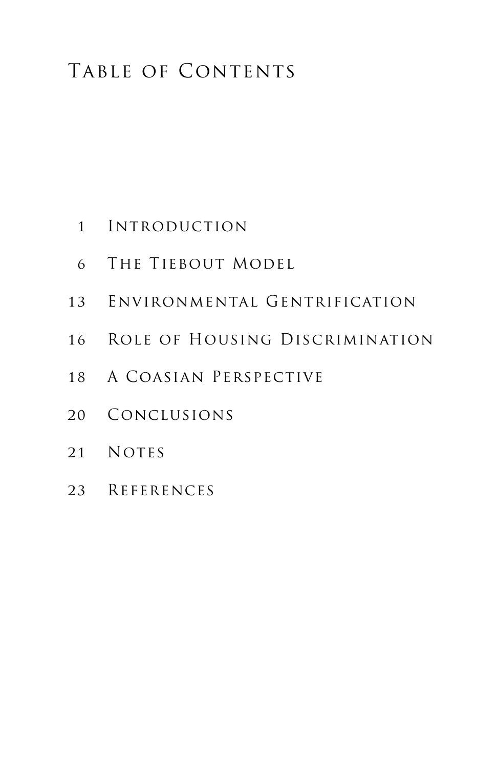# Table of Contents

1 Introduction

6 The Tiebout Model

13 Environmental Gentrification

16 Role of Housing Discrimination

18 A Coasian Perspective

20 Conclusions

21 Notes

23 References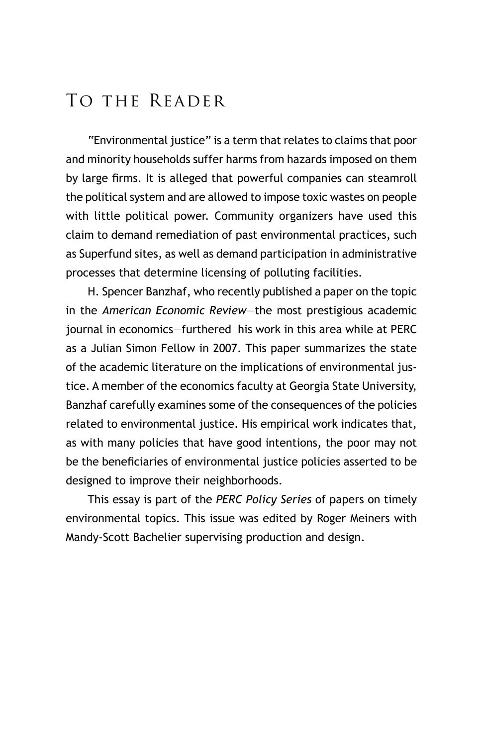# To the Reader

"Environmental justice" is a term that relates to claims that poor and minority households suffer harms from hazards imposed on them by large firms. It is alleged that powerful companies can steamroll the political system and are allowed to impose toxic wastes on people with little political power. Community organizers have used this claim to demand remediation of past environmental practices, such as Superfund sites, as well as demand participation in administrative processes that determine licensing of polluting facilities.

H. Spencer Banzhaf, who recently published a paper on the topic in the *American Economic Review*—the most prestigious academic journal in economics—furthered his work in this area while at PERC as a Julian Simon Fellow in 2007. This paper summarizes the state of the academic literature on the implications of environmental justice. A member of the economics faculty at Georgia State University, Banzhaf carefully examines some of the consequences of the policies related to environmental justice. His empirical work indicates that, as with many policies that have good intentions, the poor may not be the beneficiaries of environmental justice policies asserted to be designed to improve their neighborhoods.

This essay is part of the *PERC Policy Series* of papers on timely environmental topics. This issue was edited by Roger Meiners with Mandy-Scott Bachelier supervising production and design.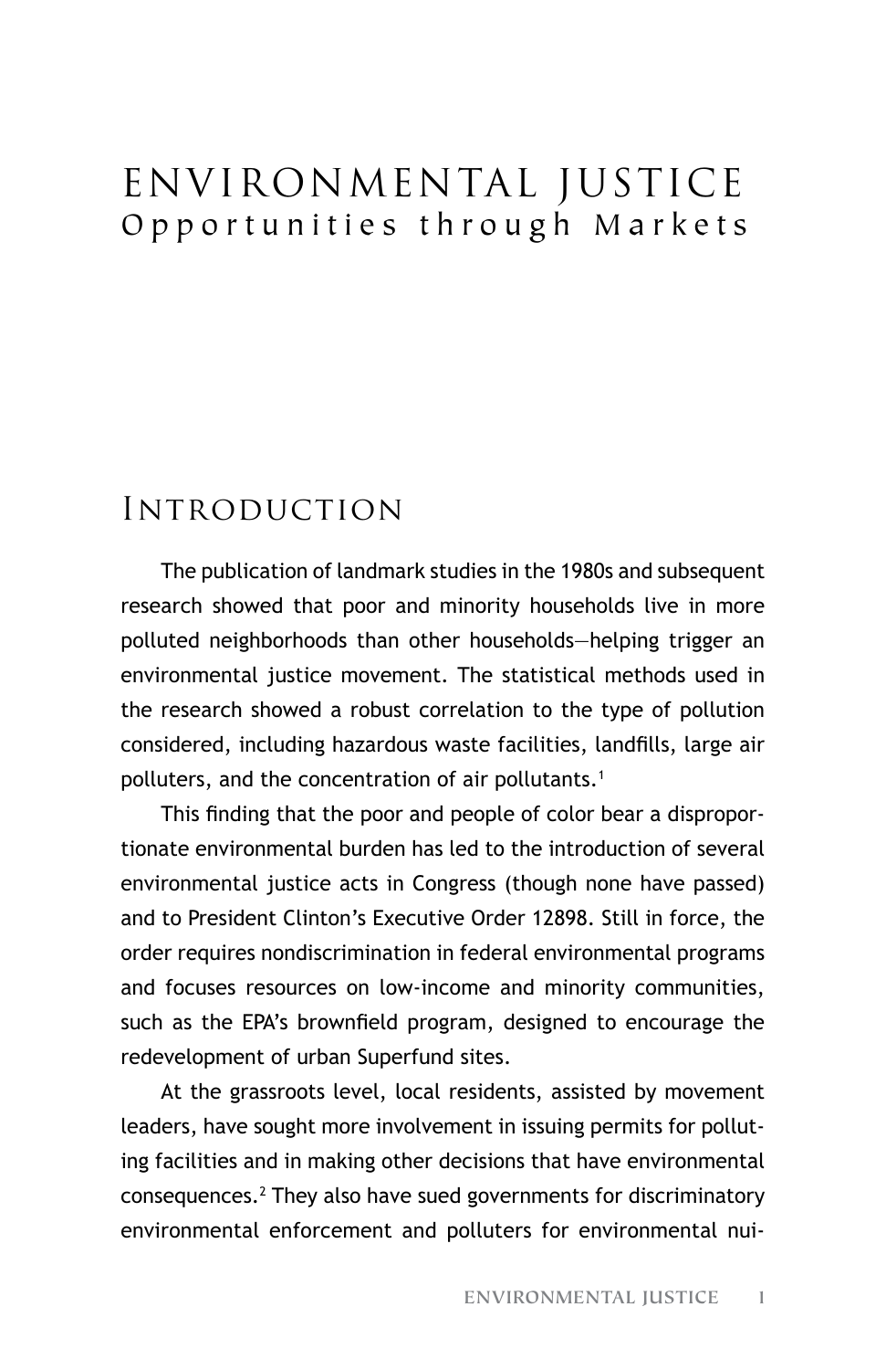# ENVIRONMENTAL JUSTICE
## Opportunities through Markets

## Introduction

The publication of landmark studies in the 1980s and subsequent research showed that poor and minority households live in more polluted neighborhoods than other households—helping trigger an environmental justice movement. The statistical methods used in the research showed a robust correlation to the type of pollution considered, including hazardous waste facilities, landfills, large air polluters, and the concentration of air pollutants.[1]

This finding that the poor and people of color bear a disproportionate environmental burden has led to the introduction of several environmental justice acts in Congress (though none have passed) and to President Clinton's Executive Order 12898. Still in force, the order requires nondiscrimination in federal environmental programs and focuses resources on low-income and minority communities, such as the EPA's brownfield program, designed to encourage the redevelopment of urban Superfund sites.

At the grassroots level, local residents, assisted by movement leaders, have sought more involvement in issuing permits for polluting facilities and in making other decisions that have environmental consequences.[2] They also have sued governments for discriminatory environmental enforcement and polluters for environmental nui-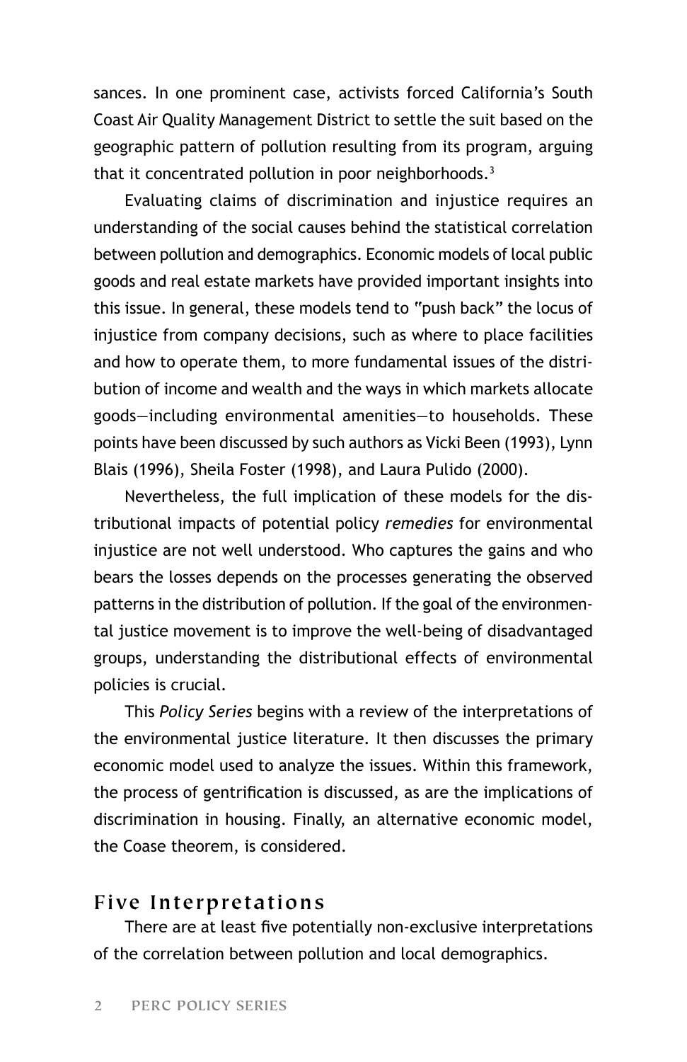sances. In one prominent case, activists forced California's South Coast Air Quality Management District to settle the suit based on the geographic pattern of pollution resulting from its program, arguing that it concentrated pollution in poor neighborhoods.[3]

Evaluating claims of discrimination and injustice requires an understanding of the social causes behind the statistical correlation between pollution and demographics. Economic models of local public goods and real estate markets have provided important insights into this issue. In general, these models tend to "push back" the locus of injustice from company decisions, such as where to place facilities and how to operate them, to more fundamental issues of the distribution of income and wealth and the ways in which markets allocate goods—including environmental amenities—to households. These points have been discussed by such authors as Vicki Been (1993), Lynn Blais (1996), Sheila Foster (1998), and Laura Pulido (2000).

Nevertheless, the full implication of these models for the distributional impacts of potential policy *remedies* for environmental injustice are not well understood. Who captures the gains and who bears the losses depends on the processes generating the observed patterns in the distribution of pollution. If the goal of the environmental justice movement is to improve the well-being of disadvantaged groups, understanding the distributional effects of environmental policies is crucial.

This *Policy Series* begins with a review of the interpretations of the environmental justice literature. It then discusses the primary economic model used to analyze the issues. Within this framework, the process of gentrification is discussed, as are the implications of discrimination in housing. Finally, an alternative economic model, the Coase theorem, is considered.

## Five Interpretations

There are at least five potentially non-exclusive interpretations of the correlation between pollution and local demographics.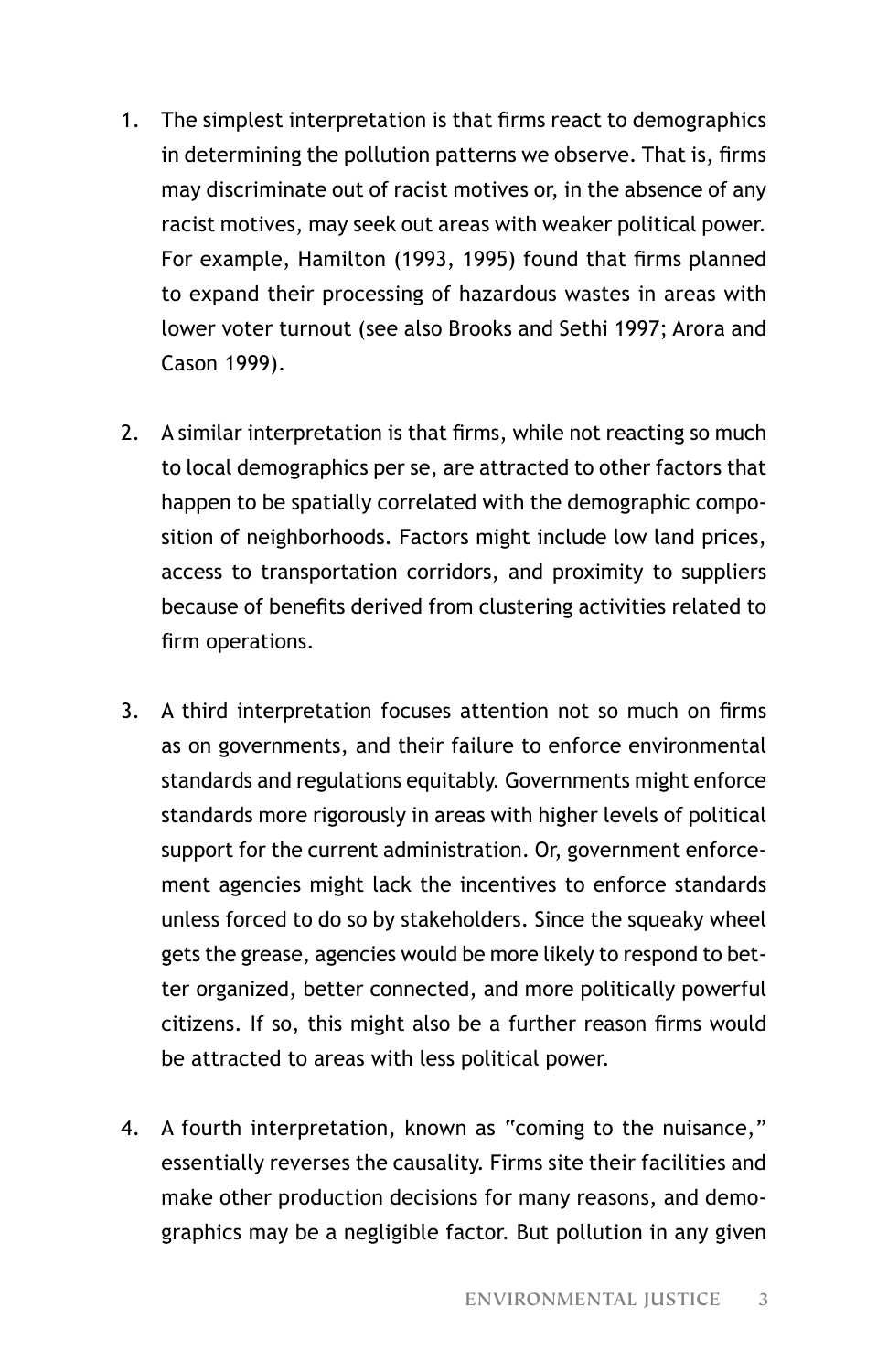1. The simplest interpretation is that firms react to demographics in determining the pollution patterns we observe. That is, firms may discriminate out of racist motives or, in the absence of any racist motives, may seek out areas with weaker political power. For example, Hamilton (1993, 1995) found that firms planned to expand their processing of hazardous wastes in areas with lower voter turnout (see also Brooks and Sethi 1997; Arora and Cason 1999).

2. A similar interpretation is that firms, while not reacting so much to local demographics per se, are attracted to other factors that happen to be spatially correlated with the demographic composition of neighborhoods. Factors might include low land prices, access to transportation corridors, and proximity to suppliers because of benefits derived from clustering activities related to firm operations.

3. A third interpretation focuses attention not so much on firms as on governments, and their failure to enforce environmental standards and regulations equitably. Governments might enforce standards more rigorously in areas with higher levels of political support for the current administration. Or, government enforcement agencies might lack the incentives to enforce standards unless forced to do so by stakeholders. Since the squeaky wheel gets the grease, agencies would be more likely to respond to better organized, better connected, and more politically powerful citizens. If so, this might also be a further reason firms would be attracted to areas with less political power.

4. A fourth interpretation, known as "coming to the nuisance," essentially reverses the causality. Firms site their facilities and make other production decisions for many reasons, and demographics may be a negligible factor. But pollution in any given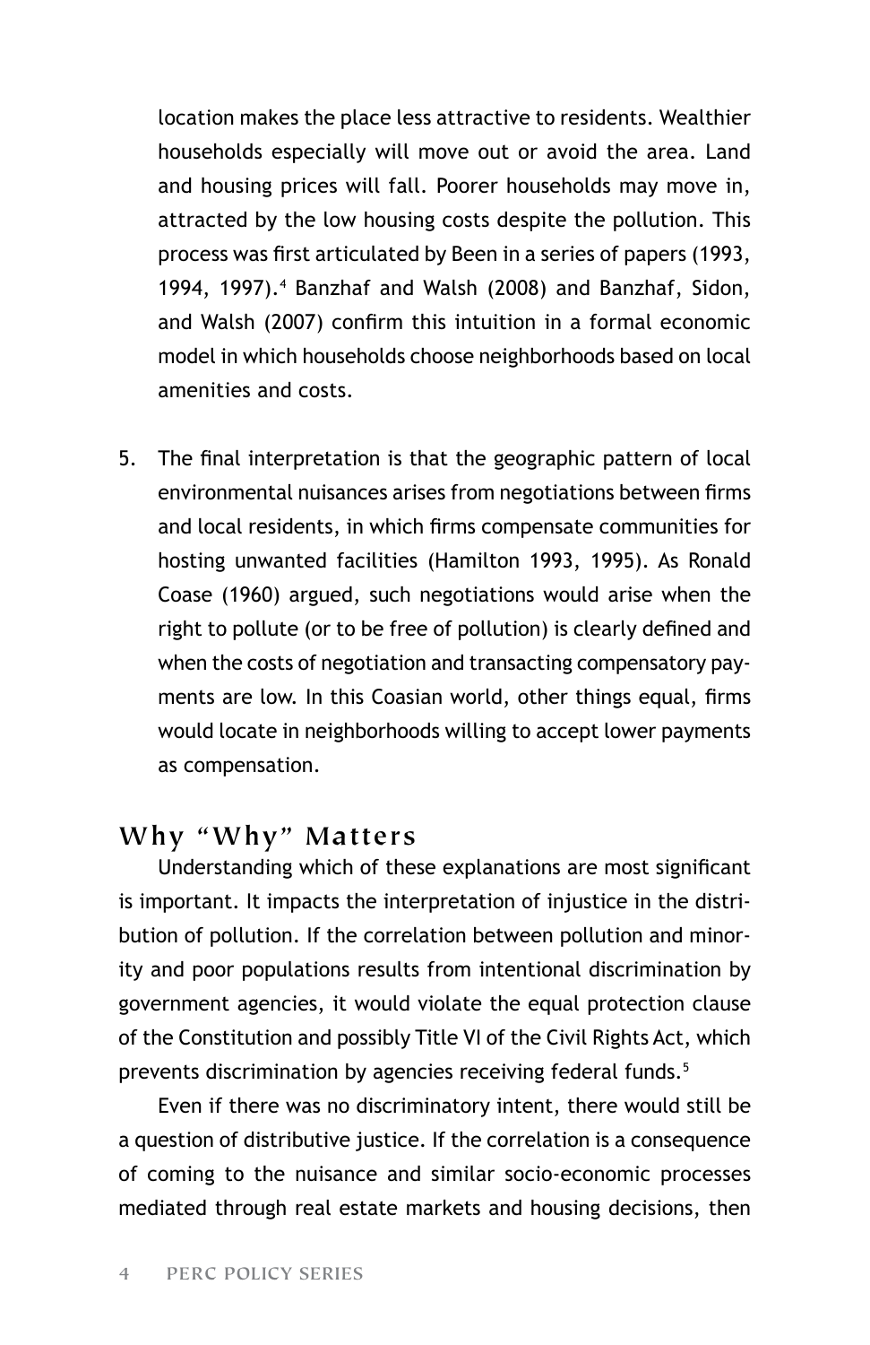location makes the place less attractive to residents. Wealthier households especially will move out or avoid the area. Land and housing prices will fall. Poorer households may move in, attracted by the low housing costs despite the pollution. This process was first articulated by Been in a series of papers (1993, 1994, 1997).[4] Banzhaf and Walsh (2008) and Banzhaf, Sidon, and Walsh (2007) confirm this intuition in a formal economic model in which households choose neighborhoods based on local amenities and costs.

5. The final interpretation is that the geographic pattern of local environmental nuisances arises from negotiations between firms and local residents, in which firms compensate communities for hosting unwanted facilities (Hamilton 1993, 1995). As Ronald Coase (1960) argued, such negotiations would arise when the right to pollute (or to be free of pollution) is clearly defined and when the costs of negotiation and transacting compensatory payments are low. In this Coasian world, other things equal, firms would locate in neighborhoods willing to accept lower payments as compensation.

## Why "Why" Matters

Understanding which of these explanations are most significant is important. It impacts the interpretation of injustice in the distribution of pollution. If the correlation between pollution and minority and poor populations results from intentional discrimination by government agencies, it would violate the equal protection clause of the Constitution and possibly Title VI of the Civil Rights Act, which prevents discrimination by agencies receiving federal funds.[5]

Even if there was no discriminatory intent, there would still be a question of distributive justice. If the correlation is a consequence of coming to the nuisance and similar socio-economic processes mediated through real estate markets and housing decisions, then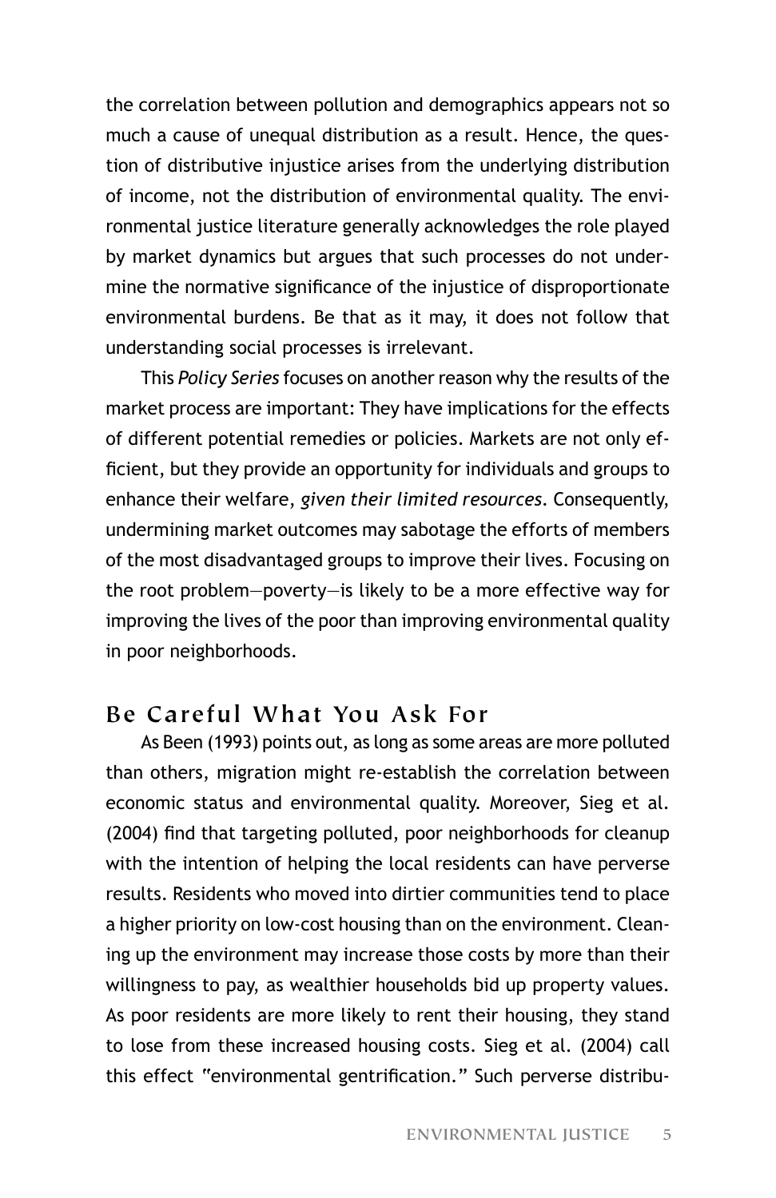the correlation between pollution and demographics appears not so much a cause of unequal distribution as a result. Hence, the question of distributive injustice arises from the underlying distribution of income, not the distribution of environmental quality. The environmental justice literature generally acknowledges the role played by market dynamics but argues that such processes do not undermine the normative significance of the injustice of disproportionate environmental burdens. Be that as it may, it does not follow that understanding social processes is irrelevant.

This *Policy Series* focuses on another reason why the results of the market process are important: They have implications for the effects of different potential remedies or policies. Markets are not only efficient, but they provide an opportunity for individuals and groups to enhance their welfare, *given their limited resources*. Consequently, undermining market outcomes may sabotage the efforts of members of the most disadvantaged groups to improve their lives. Focusing on the root problem—poverty—is likely to be a more effective way for improving the lives of the poor than improving environmental quality in poor neighborhoods.

## Be Careful What You Ask For

As Been (1993) points out, as long as some areas are more polluted than others, migration might re-establish the correlation between economic status and environmental quality. Moreover, Sieg et al. (2004) find that targeting polluted, poor neighborhoods for cleanup with the intention of helping the local residents can have perverse results. Residents who moved into dirtier communities tend to place a higher priority on low-cost housing than on the environment. Cleaning up the environment may increase those costs by more than their willingness to pay, as wealthier households bid up property values. As poor residents are more likely to rent their housing, they stand to lose from these increased housing costs. Sieg et al. (2004) call this effect "environmental gentrification." Such perverse distribu-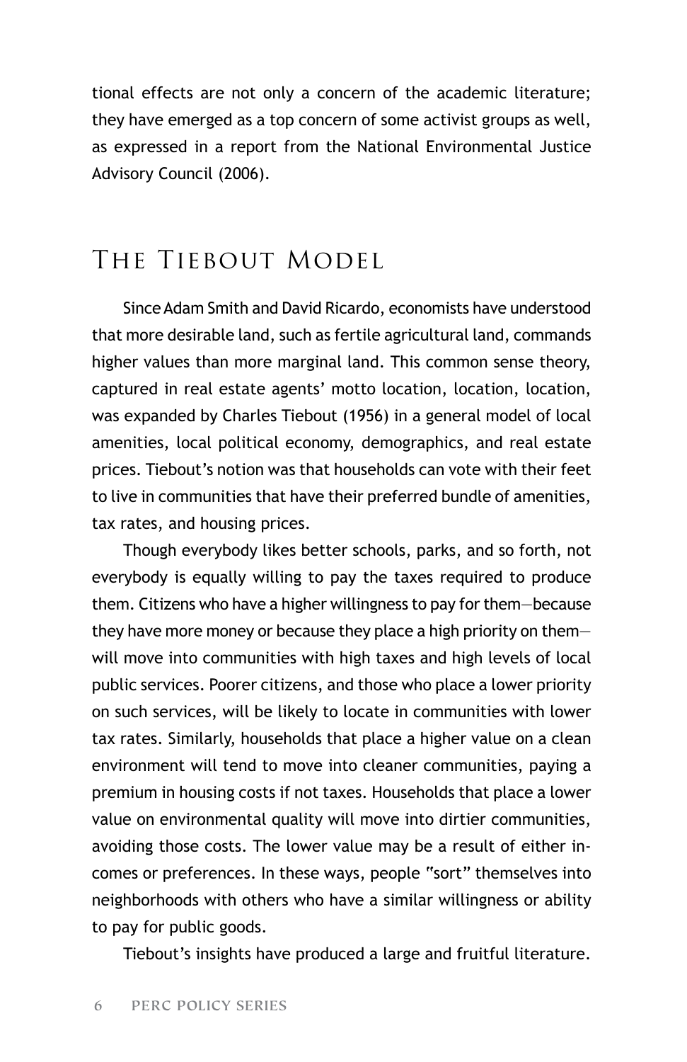tional effects are not only a concern of the academic literature; they have emerged as a top concern of some activist groups as well, as expressed in a report from the National Environmental Justice Advisory Council (2006).

## The Tiebout Model

Since Adam Smith and David Ricardo, economists have understood that more desirable land, such as fertile agricultural land, commands higher values than more marginal land. This common sense theory, captured in real estate agents' motto location, location, location, was expanded by Charles Tiebout (1956) in a general model of local amenities, local political economy, demographics, and real estate prices. Tiebout's notion was that households can vote with their feet to live in communities that have their preferred bundle of amenities, tax rates, and housing prices.

Though everybody likes better schools, parks, and so forth, not everybody is equally willing to pay the taxes required to produce them. Citizens who have a higher willingness to pay for them—because they have more money or because they place a high priority on them—will move into communities with high taxes and high levels of local public services. Poorer citizens, and those who place a lower priority on such services, will be likely to locate in communities with lower tax rates. Similarly, households that place a higher value on a clean environment will tend to move into cleaner communities, paying a premium in housing costs if not taxes. Households that place a lower value on environmental quality will move into dirtier communities, avoiding those costs. The lower value may be a result of either incomes or preferences. In these ways, people "sort" themselves into neighborhoods with others who have a similar willingness or ability to pay for public goods.

Tiebout's insights have produced a large and fruitful literature.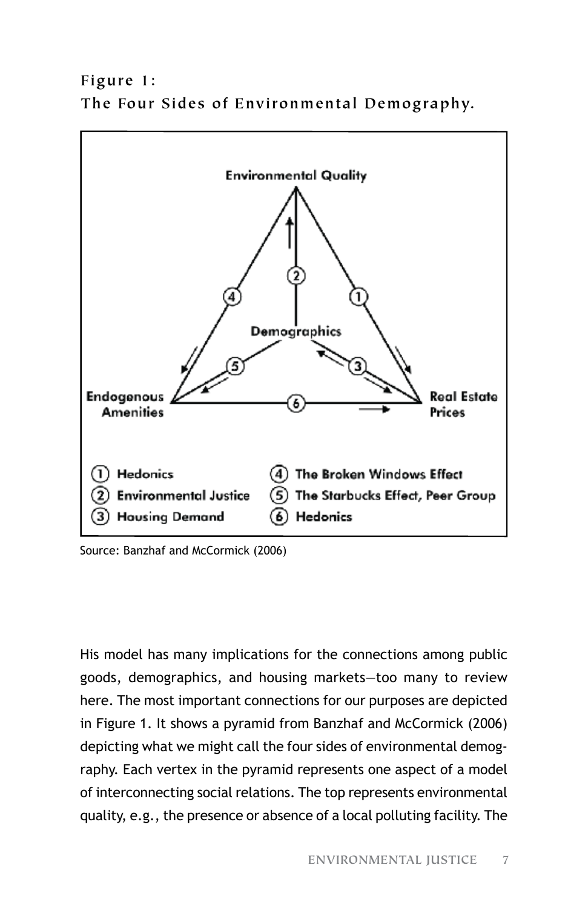**Figure 1:**
**The Four Sides of Environmental Demography.**

Source: Banzhaf and McCormick (2006)

His model has many implications for the connections among public goods, demographics, and housing markets—too many to review here. The most important connections for our purposes are depicted in Figure 1. It shows a pyramid from Banzhaf and McCormick (2006) depicting what we might call the four sides of environmental demography. Each vertex in the pyramid represents one aspect of a model of interconnecting social relations. The top represents environmental quality, e.g., the presence or absence of a local polluting facility. The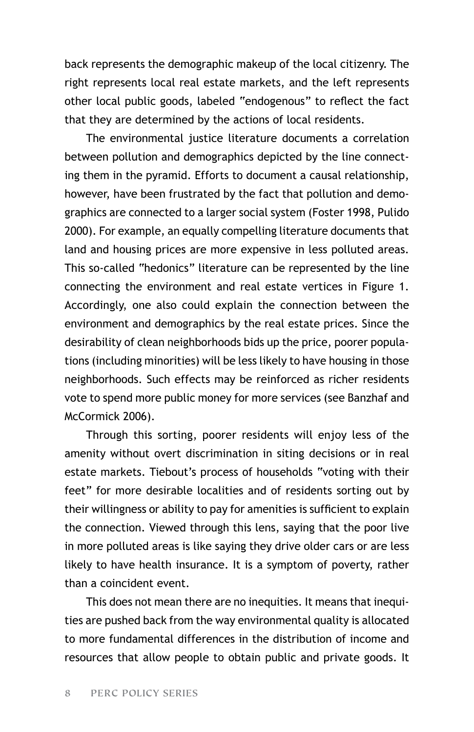back represents the demographic makeup of the local citizenry. The right represents local real estate markets, and the left represents other local public goods, labeled "endogenous" to reflect the fact that they are determined by the actions of local residents.

The environmental justice literature documents a correlation between pollution and demographics depicted by the line connecting them in the pyramid. Efforts to document a causal relationship, however, have been frustrated by the fact that pollution and demographics are connected to a larger social system (Foster 1998, Pulido 2000). For example, an equally compelling literature documents that land and housing prices are more expensive in less polluted areas. This so-called "hedonics" literature can be represented by the line connecting the environment and real estate vertices in Figure 1. Accordingly, one also could explain the connection between the environment and demographics by the real estate prices. Since the desirability of clean neighborhoods bids up the price, poorer populations (including minorities) will be less likely to have housing in those neighborhoods. Such effects may be reinforced as richer residents vote to spend more public money for more services (see Banzhaf and McCormick 2006).

Through this sorting, poorer residents will enjoy less of the amenity without overt discrimination in siting decisions or in real estate markets. Tiebout's process of households "voting with their feet" for more desirable localities and of residents sorting out by their willingness or ability to pay for amenities is sufficient to explain the connection. Viewed through this lens, saying that the poor live in more polluted areas is like saying they drive older cars or are less likely to have health insurance. It is a symptom of poverty, rather than a coincident event.

This does not mean there are no inequities. It means that inequities are pushed back from the way environmental quality is allocated to more fundamental differences in the distribution of income and resources that allow people to obtain public and private goods. It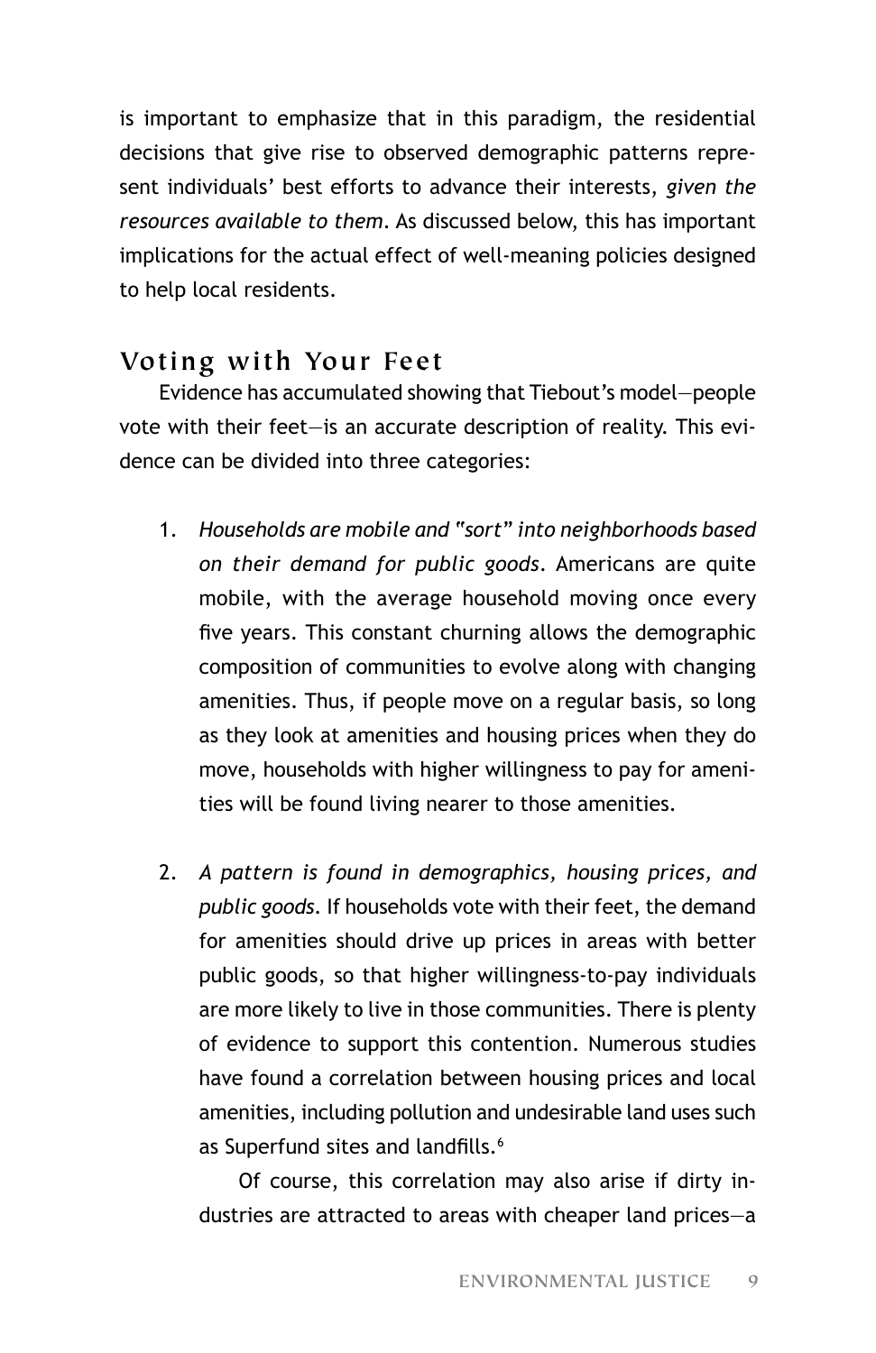is important to emphasize that in this paradigm, the residential decisions that give rise to observed demographic patterns represent individuals' best efforts to advance their interests, *given the resources available to them*. As discussed below, this has important implications for the actual effect of well-meaning policies designed to help local residents.

## Voting with Your Feet

Evidence has accumulated showing that Tiebout's model—people vote with their feet—is an accurate description of reality. This evidence can be divided into three categories:

1. *Households are mobile and "sort" into neighborhoods based on their demand for public goods*. Americans are quite mobile, with the average household moving once every five years. This constant churning allows the demographic composition of communities to evolve along with changing amenities. Thus, if people move on a regular basis, so long as they look at amenities and housing prices when they do move, households with higher willingness to pay for amenities will be found living nearer to those amenities.

2. *A pattern is found in demographics, housing prices, and public goods*. If households vote with their feet, the demand for amenities should drive up prices in areas with better public goods, so that higher willingness-to-pay individuals are more likely to live in those communities. There is plenty of evidence to support this contention. Numerous studies have found a correlation between housing prices and local amenities, including pollution and undesirable land uses such as Superfund sites and landfills.[6]

   Of course, this correlation may also arise if dirty industries are attracted to areas with cheaper land prices—a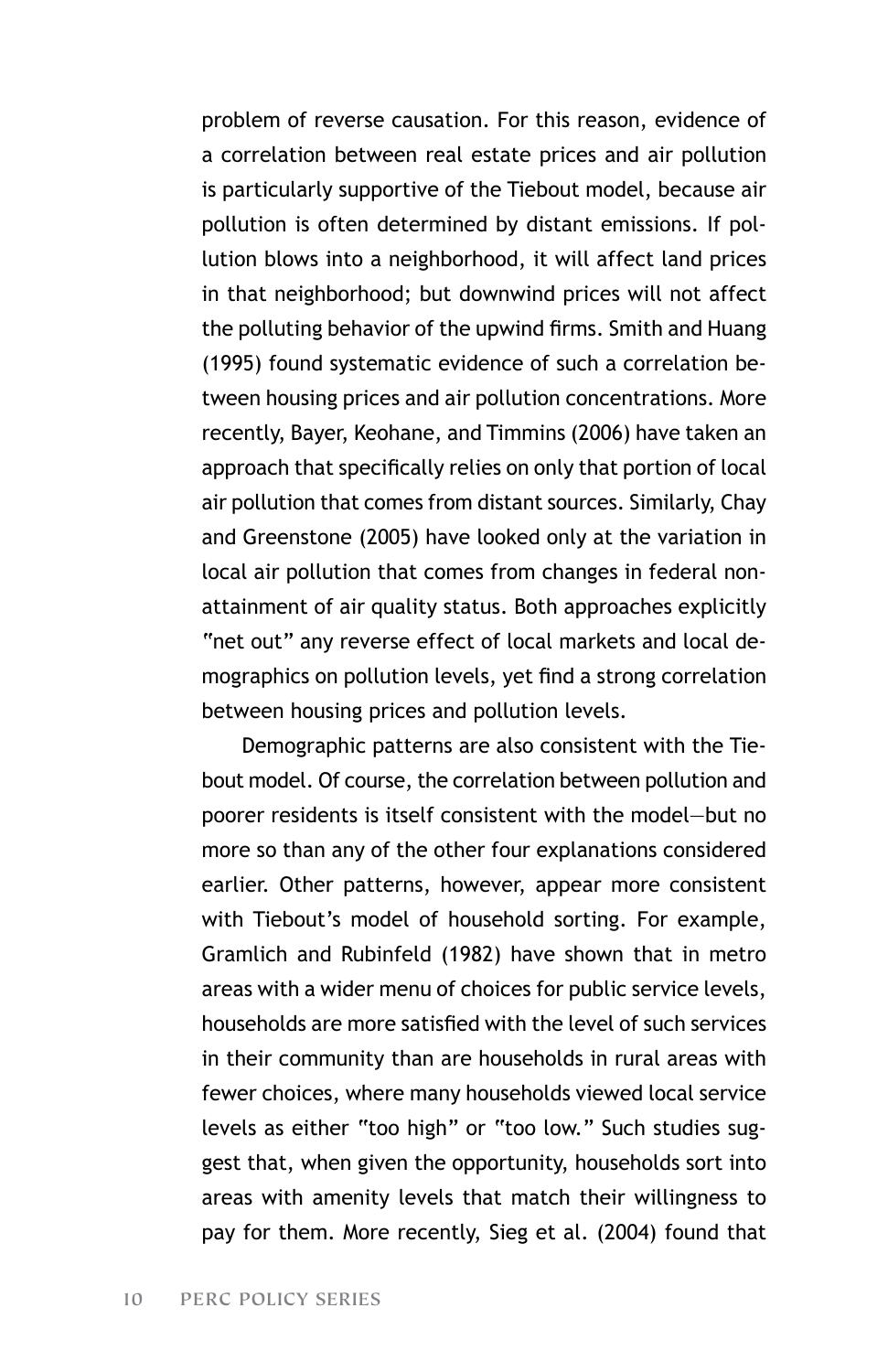problem of reverse causation. For this reason, evidence of a correlation between real estate prices and air pollution is particularly supportive of the Tiebout model, because air pollution is often determined by distant emissions. If pollution blows into a neighborhood, it will affect land prices in that neighborhood; but downwind prices will not affect the polluting behavior of the upwind firms. Smith and Huang (1995) found systematic evidence of such a correlation between housing prices and air pollution concentrations. More recently, Bayer, Keohane, and Timmins (2006) have taken an approach that specifically relies on only that portion of local air pollution that comes from distant sources. Similarly, Chay and Greenstone (2005) have looked only at the variation in local air pollution that comes from changes in federal non-attainment of air quality status. Both approaches explicitly "net out" any reverse effect of local markets and local demographics on pollution levels, yet find a strong correlation between housing prices and pollution levels.

Demographic patterns are also consistent with the Tiebout model. Of course, the correlation between pollution and poorer residents is itself consistent with the model—but no more so than any of the other four explanations considered earlier. Other patterns, however, appear more consistent with Tiebout's model of household sorting. For example, Gramlich and Rubinfeld (1982) have shown that in metro areas with a wider menu of choices for public service levels, households are more satisfied with the level of such services in their community than are households in rural areas with fewer choices, where many households viewed local service levels as either "too high" or "too low." Such studies suggest that, when given the opportunity, households sort into areas with amenity levels that match their willingness to pay for them. More recently, Sieg et al. (2004) found that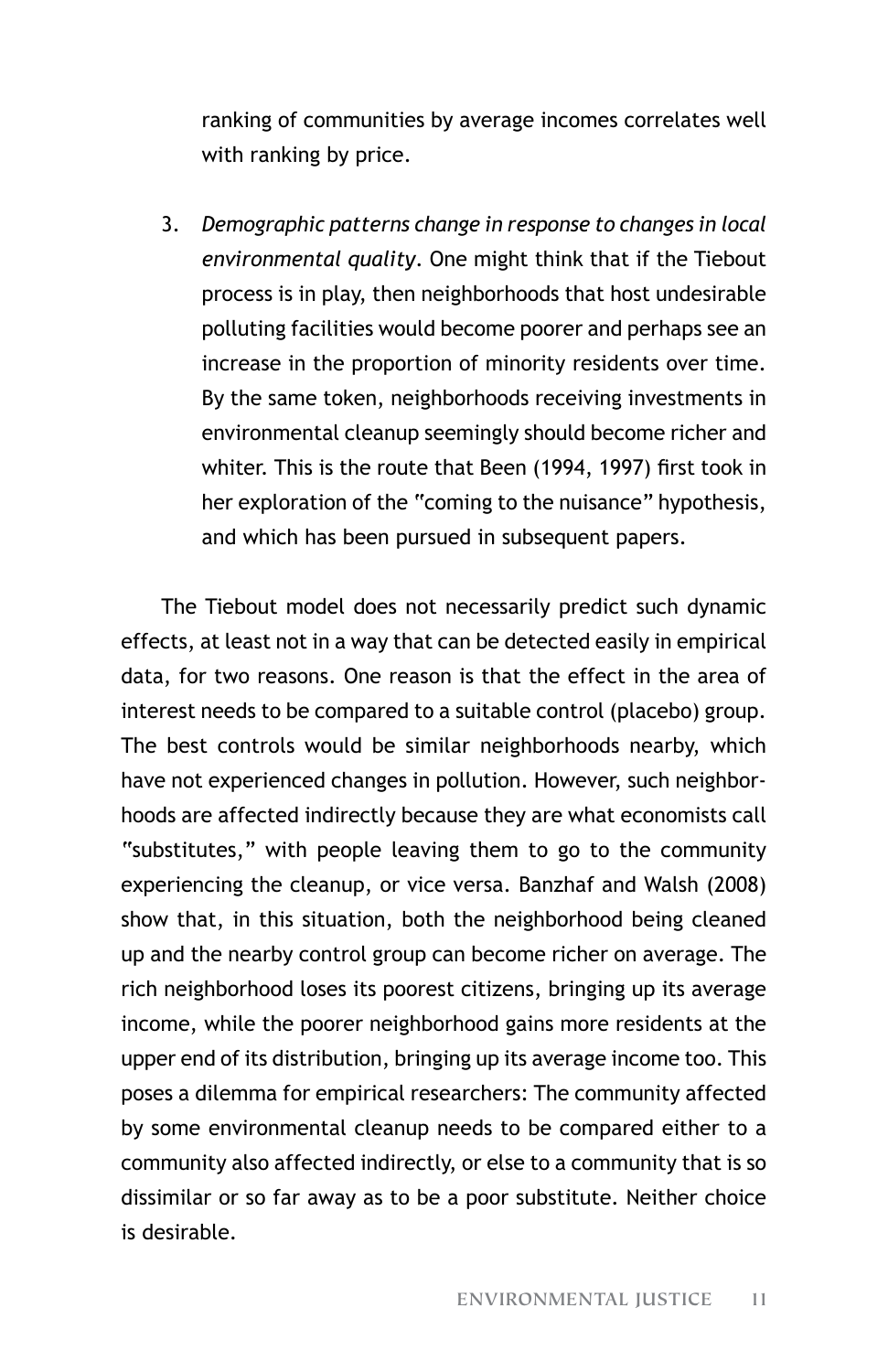ranking of communities by average incomes correlates well with ranking by price.

3. *Demographic patterns change in response to changes in local environmental quality*. One might think that if the Tiebout process is in play, then neighborhoods that host undesirable polluting facilities would become poorer and perhaps see an increase in the proportion of minority residents over time. By the same token, neighborhoods receiving investments in environmental cleanup seemingly should become richer and whiter. This is the route that Been (1994, 1997) first took in her exploration of the "coming to the nuisance" hypothesis, and which has been pursued in subsequent papers.

The Tiebout model does not necessarily predict such dynamic effects, at least not in a way that can be detected easily in empirical data, for two reasons. One reason is that the effect in the area of interest needs to be compared to a suitable control (placebo) group. The best controls would be similar neighborhoods nearby, which have not experienced changes in pollution. However, such neighborhoods are affected indirectly because they are what economists call "substitutes," with people leaving them to go to the community experiencing the cleanup, or vice versa. Banzhaf and Walsh (2008) show that, in this situation, both the neighborhood being cleaned up and the nearby control group can become richer on average. The rich neighborhood loses its poorest citizens, bringing up its average income, while the poorer neighborhood gains more residents at the upper end of its distribution, bringing up its average income too. This poses a dilemma for empirical researchers: The community affected by some environmental cleanup needs to be compared either to a community also affected indirectly, or else to a community that is so dissimilar or so far away as to be a poor substitute. Neither choice is desirable.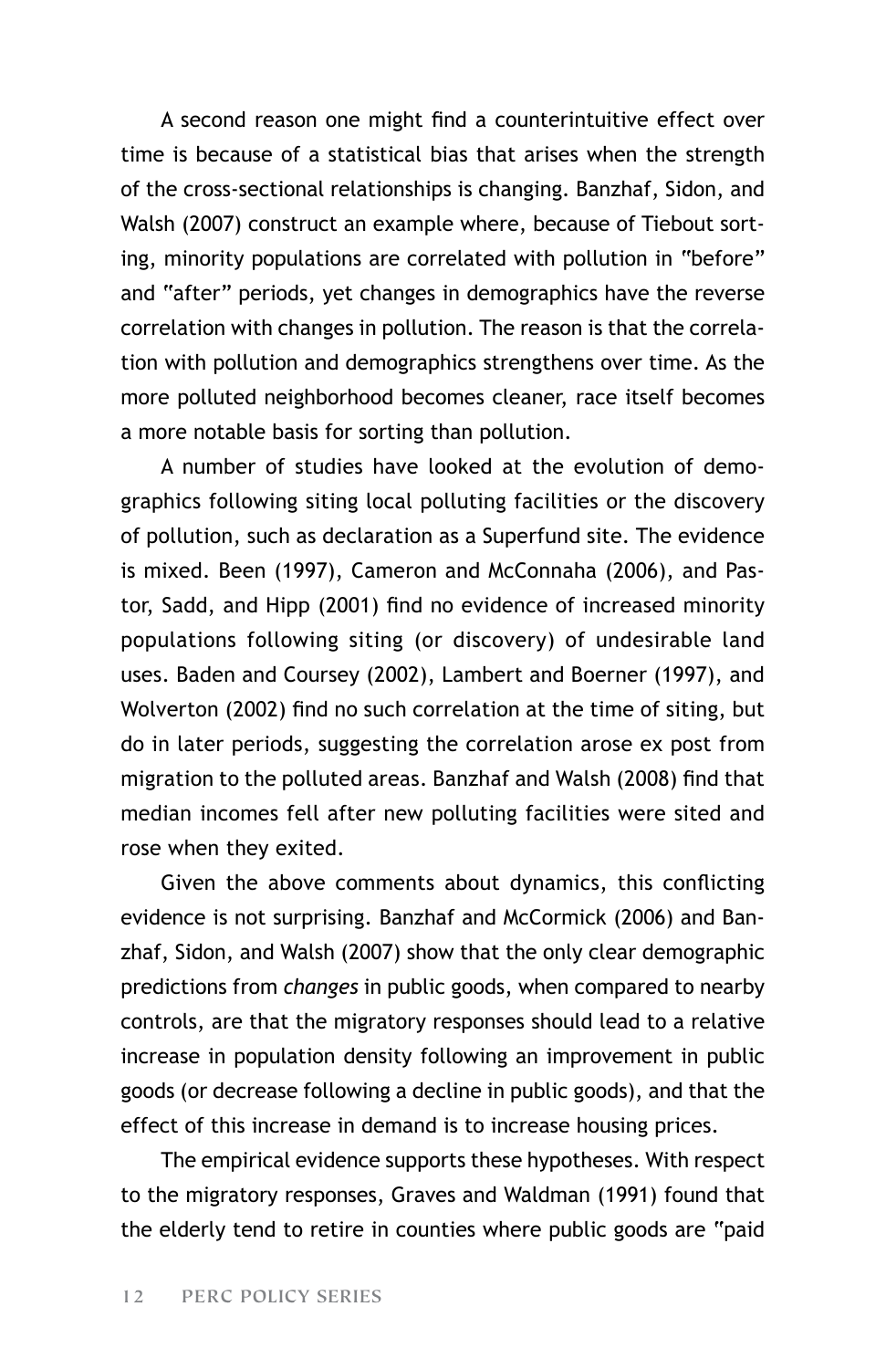A second reason one might find a counterintuitive effect over time is because of a statistical bias that arises when the strength of the cross-sectional relationships is changing. Banzhaf, Sidon, and Walsh (2007) construct an example where, because of Tiebout sorting, minority populations are correlated with pollution in "before" and "after" periods, yet changes in demographics have the reverse correlation with changes in pollution. The reason is that the correlation with pollution and demographics strengthens over time. As the more polluted neighborhood becomes cleaner, race itself becomes a more notable basis for sorting than pollution.

A number of studies have looked at the evolution of demographics following siting local polluting facilities or the discovery of pollution, such as declaration as a Superfund site. The evidence is mixed. Been (1997), Cameron and McConnaha (2006), and Pastor, Sadd, and Hipp (2001) find no evidence of increased minority populations following siting (or discovery) of undesirable land uses. Baden and Coursey (2002), Lambert and Boerner (1997), and Wolverton (2002) find no such correlation at the time of siting, but do in later periods, suggesting the correlation arose ex post from migration to the polluted areas. Banzhaf and Walsh (2008) find that median incomes fell after new polluting facilities were sited and rose when they exited.

Given the above comments about dynamics, this conflicting evidence is not surprising. Banzhaf and McCormick (2006) and Banzhaf, Sidon, and Walsh (2007) show that the only clear demographic predictions from *changes* in public goods, when compared to nearby controls, are that the migratory responses should lead to a relative increase in population density following an improvement in public goods (or decrease following a decline in public goods), and that the effect of this increase in demand is to increase housing prices.

The empirical evidence supports these hypotheses. With respect to the migratory responses, Graves and Waldman (1991) found that the elderly tend to retire in counties where public goods are "paid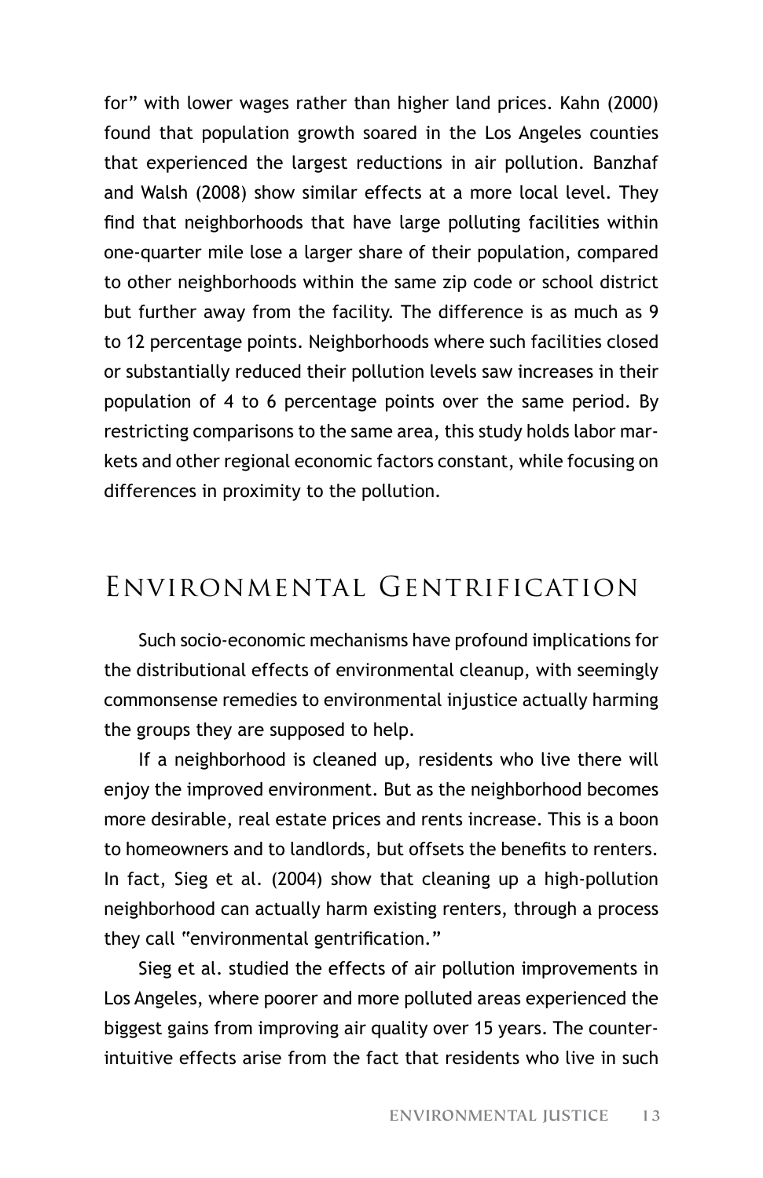for" with lower wages rather than higher land prices. Kahn (2000) found that population growth soared in the Los Angeles counties that experienced the largest reductions in air pollution. Banzhaf and Walsh (2008) show similar effects at a more local level. They find that neighborhoods that have large polluting facilities within one-quarter mile lose a larger share of their population, compared to other neighborhoods within the same zip code or school district but further away from the facility. The difference is as much as 9 to 12 percentage points. Neighborhoods where such facilities closed or substantially reduced their pollution levels saw increases in their population of 4 to 6 percentage points over the same period. By restricting comparisons to the same area, this study holds labor markets and other regional economic factors constant, while focusing on differences in proximity to the pollution.

## Environmental Gentrification

Such socio-economic mechanisms have profound implications for the distributional effects of environmental cleanup, with seemingly commonsense remedies to environmental injustice actually harming the groups they are supposed to help.

If a neighborhood is cleaned up, residents who live there will enjoy the improved environment. But as the neighborhood becomes more desirable, real estate prices and rents increase. This is a boon to homeowners and to landlords, but offsets the benefits to renters. In fact, Sieg et al. (2004) show that cleaning up a high-pollution neighborhood can actually harm existing renters, through a process they call "environmental gentrification."

Sieg et al. studied the effects of air pollution improvements in Los Angeles, where poorer and more polluted areas experienced the biggest gains from improving air quality over 15 years. The counter-intuitive effects arise from the fact that residents who live in such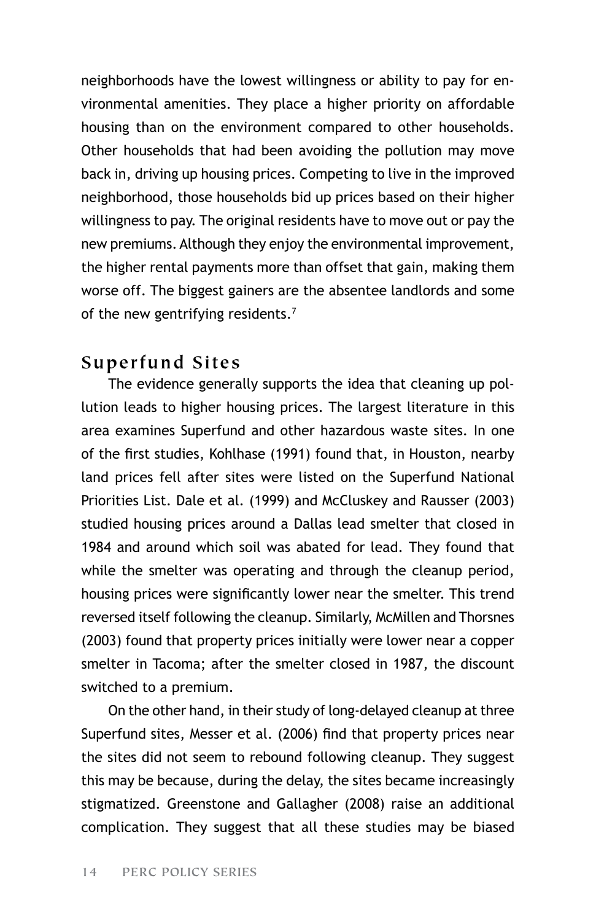neighborhoods have the lowest willingness or ability to pay for environmental amenities. They place a higher priority on affordable housing than on the environment compared to other households. Other households that had been avoiding the pollution may move back in, driving up housing prices. Competing to live in the improved neighborhood, those households bid up prices based on their higher willingness to pay. The original residents have to move out or pay the new premiums. Although they enjoy the environmental improvement, the higher rental payments more than offset that gain, making them worse off. The biggest gainers are the absentee landlords and some of the new gentrifying residents.[7]

## Superfund Sites

The evidence generally supports the idea that cleaning up pollution leads to higher housing prices. The largest literature in this area examines Superfund and other hazardous waste sites. In one of the first studies, Kohlhase (1991) found that, in Houston, nearby land prices fell after sites were listed on the Superfund National Priorities List. Dale et al. (1999) and McCluskey and Rausser (2003) studied housing prices around a Dallas lead smelter that closed in 1984 and around which soil was abated for lead. They found that while the smelter was operating and through the cleanup period, housing prices were significantly lower near the smelter. This trend reversed itself following the cleanup. Similarly, McMillen and Thorsnes (2003) found that property prices initially were lower near a copper smelter in Tacoma; after the smelter closed in 1987, the discount switched to a premium.

On the other hand, in their study of long-delayed cleanup at three Superfund sites, Messer et al. (2006) find that property prices near the sites did not seem to rebound following cleanup. They suggest this may be because, during the delay, the sites became increasingly stigmatized. Greenstone and Gallagher (2008) raise an additional complication. They suggest that all these studies may be biased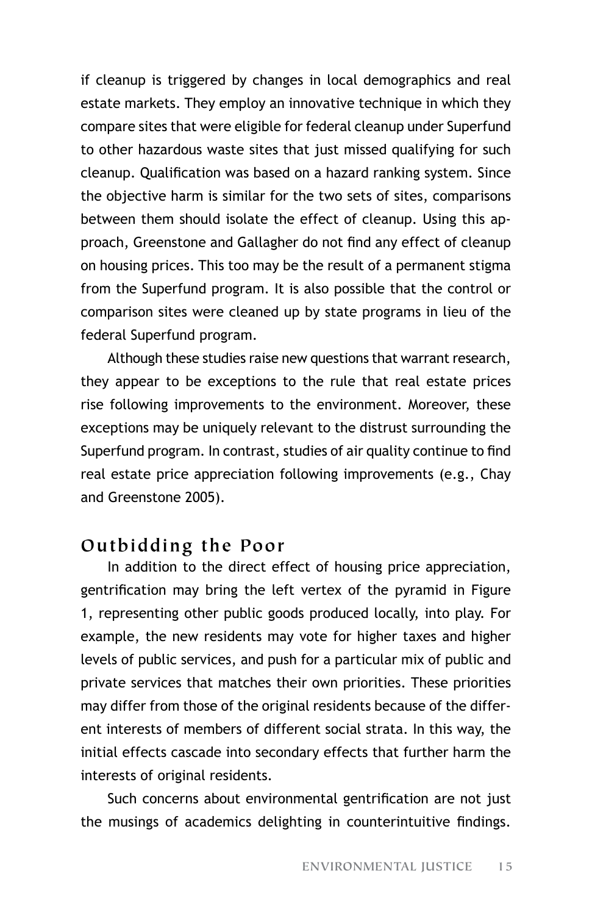if cleanup is triggered by changes in local demographics and real estate markets. They employ an innovative technique in which they compare sites that were eligible for federal cleanup under Superfund to other hazardous waste sites that just missed qualifying for such cleanup. Qualification was based on a hazard ranking system. Since the objective harm is similar for the two sets of sites, comparisons between them should isolate the effect of cleanup. Using this approach, Greenstone and Gallagher do not find any effect of cleanup on housing prices. This too may be the result of a permanent stigma from the Superfund program. It is also possible that the control or comparison sites were cleaned up by state programs in lieu of the federal Superfund program.

Although these studies raise new questions that warrant research, they appear to be exceptions to the rule that real estate prices rise following improvements to the environment. Moreover, these exceptions may be uniquely relevant to the distrust surrounding the Superfund program. In contrast, studies of air quality continue to find real estate price appreciation following improvements (e.g., Chay and Greenstone 2005).

## Outbidding the Poor

In addition to the direct effect of housing price appreciation, gentrification may bring the left vertex of the pyramid in Figure 1, representing other public goods produced locally, into play. For example, the new residents may vote for higher taxes and higher levels of public services, and push for a particular mix of public and private services that matches their own priorities. These priorities may differ from those of the original residents because of the different interests of members of different social strata. In this way, the initial effects cascade into secondary effects that further harm the interests of original residents.

Such concerns about environmental gentrification are not just the musings of academics delighting in counterintuitive findings.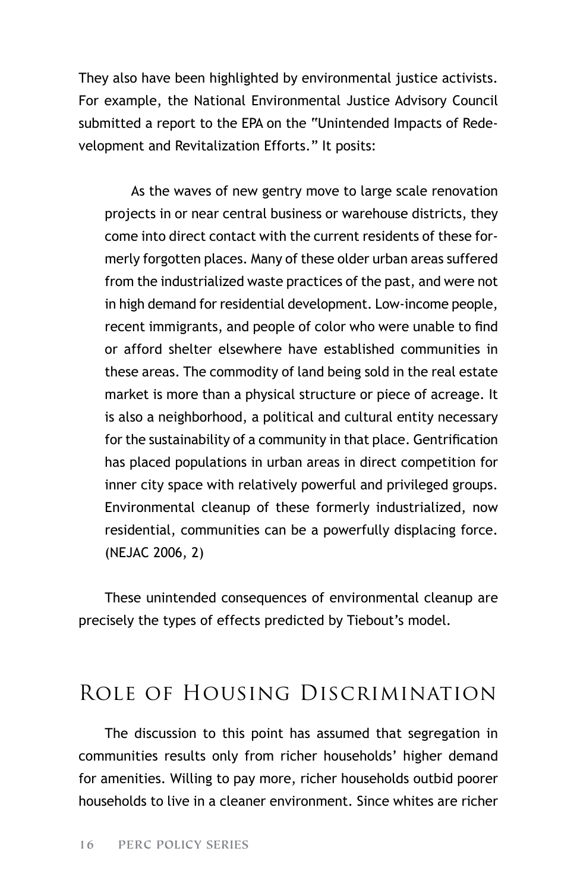They also have been highlighted by environmental justice activists. For example, the National Environmental Justice Advisory Council submitted a report to the EPA on the "Unintended Impacts of Redevelopment and Revitalization Efforts." It posits:

> As the waves of new gentry move to large scale renovation projects in or near central business or warehouse districts, they come into direct contact with the current residents of these formerly forgotten places. Many of these older urban areas suffered from the industrialized waste practices of the past, and were not in high demand for residential development. Low-income people, recent immigrants, and people of color who were unable to find or afford shelter elsewhere have established communities in these areas. The commodity of land being sold in the real estate market is more than a physical structure or piece of acreage. It is also a neighborhood, a political and cultural entity necessary for the sustainability of a community in that place. Gentrification has placed populations in urban areas in direct competition for inner city space with relatively powerful and privileged groups. Environmental cleanup of these formerly industrialized, now residential, communities can be a powerfully displacing force. (NEJAC 2006, 2)

These unintended consequences of environmental cleanup are precisely the types of effects predicted by Tiebout's model.

## Role of Housing Discrimination

The discussion to this point has assumed that segregation in communities results only from richer households' higher demand for amenities. Willing to pay more, richer households outbid poorer households to live in a cleaner environment. Since whites are richer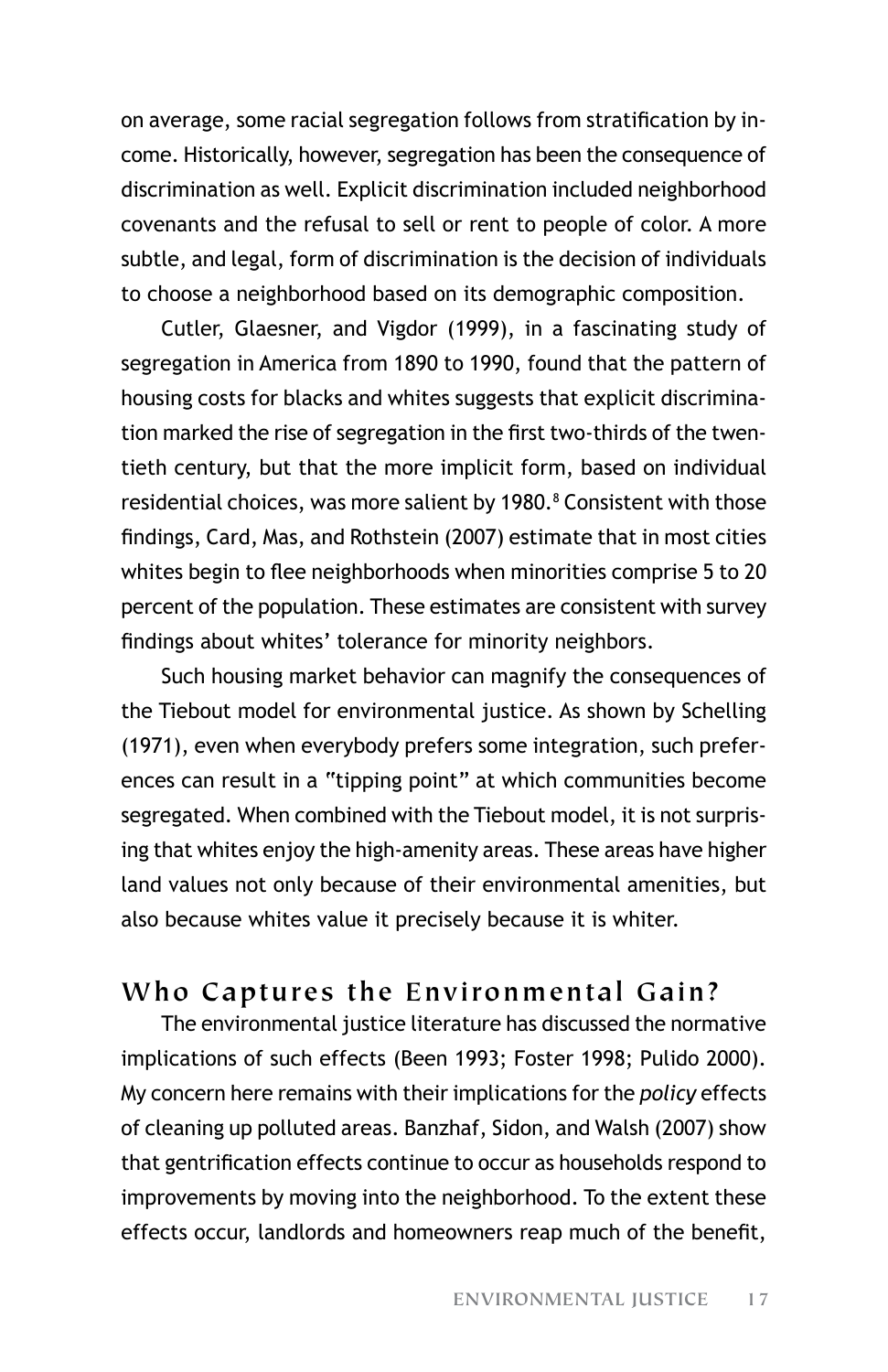on average, some racial segregation follows from stratification by income. Historically, however, segregation has been the consequence of discrimination as well. Explicit discrimination included neighborhood covenants and the refusal to sell or rent to people of color. A more subtle, and legal, form of discrimination is the decision of individuals to choose a neighborhood based on its demographic composition.

Cutler, Glaesner, and Vigdor (1999), in a fascinating study of segregation in America from 1890 to 1990, found that the pattern of housing costs for blacks and whites suggests that explicit discrimination marked the rise of segregation in the first two-thirds of the twentieth century, but that the more implicit form, based on individual residential choices, was more salient by 1980.[8] Consistent with those findings, Card, Mas, and Rothstein (2007) estimate that in most cities whites begin to flee neighborhoods when minorities comprise 5 to 20 percent of the population. These estimates are consistent with survey findings about whites' tolerance for minority neighbors.

Such housing market behavior can magnify the consequences of the Tiebout model for environmental justice. As shown by Schelling (1971), even when everybody prefers some integration, such preferences can result in a "tipping point" at which communities become segregated. When combined with the Tiebout model, it is not surprising that whites enjoy the high-amenity areas. These areas have higher land values not only because of their environmental amenities, but also because whites value it precisely because it is whiter.

## Who Captures the Environmental Gain?

The environmental justice literature has discussed the normative implications of such effects (Been 1993; Foster 1998; Pulido 2000). My concern here remains with their implications for the *policy* effects of cleaning up polluted areas. Banzhaf, Sidon, and Walsh (2007) show that gentrification effects continue to occur as households respond to improvements by moving into the neighborhood. To the extent these effects occur, landlords and homeowners reap much of the benefit,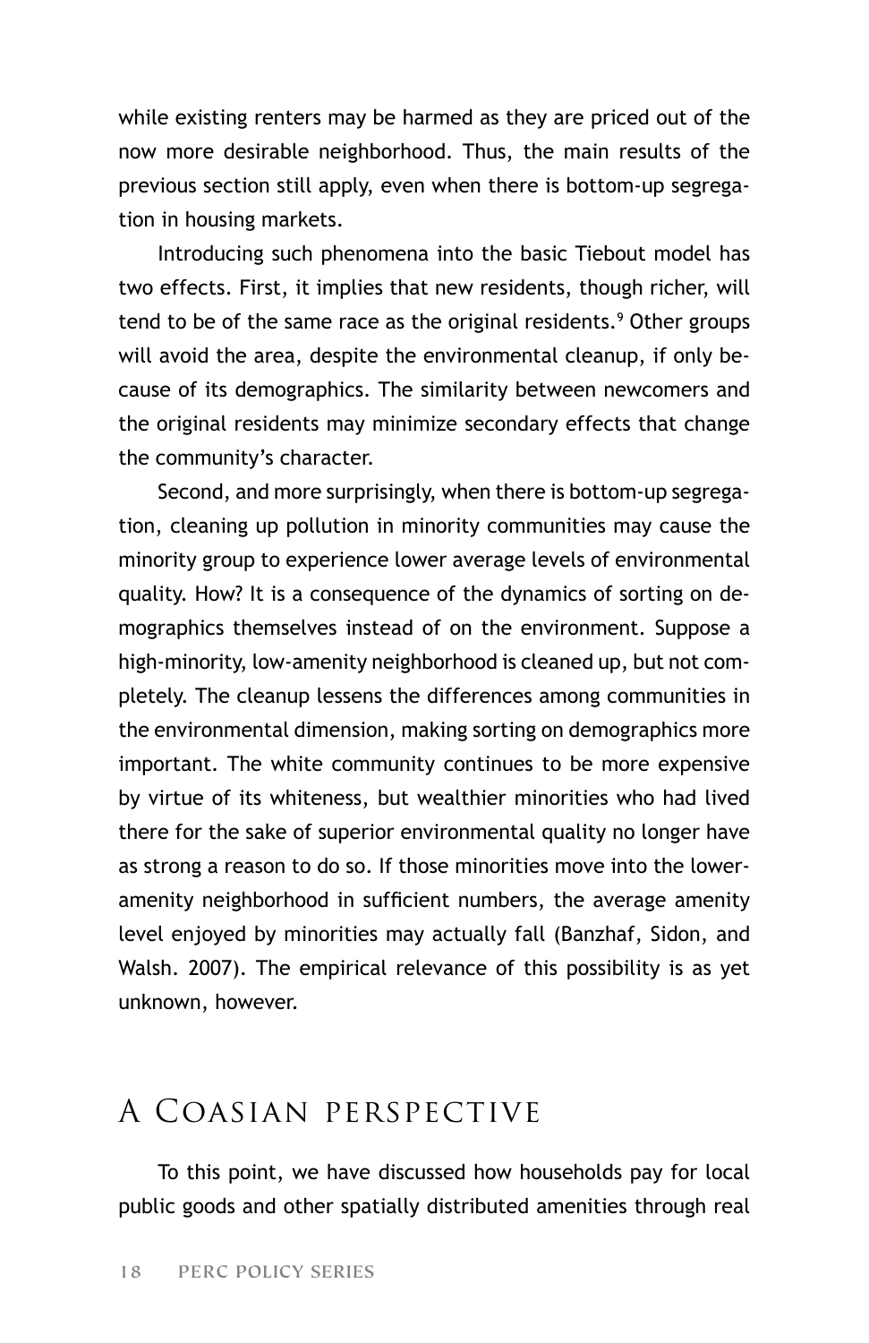while existing renters may be harmed as they are priced out of the now more desirable neighborhood. Thus, the main results of the previous section still apply, even when there is bottom-up segregation in housing markets.

Introducing such phenomena into the basic Tiebout model has two effects. First, it implies that new residents, though richer, will tend to be of the same race as the original residents.[9] Other groups will avoid the area, despite the environmental cleanup, if only because of its demographics. The similarity between newcomers and the original residents may minimize secondary effects that change the community's character.

Second, and more surprisingly, when there is bottom-up segregation, cleaning up pollution in minority communities may cause the minority group to experience lower average levels of environmental quality. How? It is a consequence of the dynamics of sorting on demographics themselves instead of on the environment. Suppose a high-minority, low-amenity neighborhood is cleaned up, but not completely. The cleanup lessens the differences among communities in the environmental dimension, making sorting on demographics more important. The white community continues to be more expensive by virtue of its whiteness, but wealthier minorities who had lived there for the sake of superior environmental quality no longer have as strong a reason to do so. If those minorities move into the lower-amenity neighborhood in sufficient numbers, the average amenity level enjoyed by minorities may actually fall (Banzhaf, Sidon, and Walsh. 2007). The empirical relevance of this possibility is as yet unknown, however.

## A Coasian perspective

To this point, we have discussed how households pay for local public goods and other spatially distributed amenities through real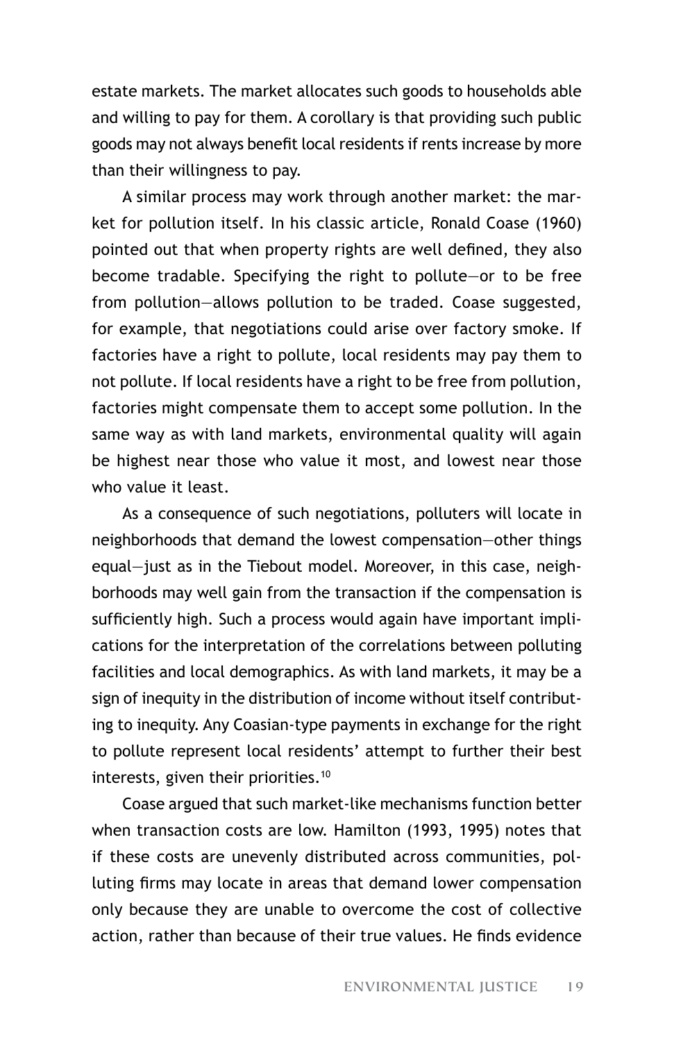estate markets. The market allocates such goods to households able and willing to pay for them. A corollary is that providing such public goods may not always benefit local residents if rents increase by more than their willingness to pay.

A similar process may work through another market: the market for pollution itself. In his classic article, Ronald Coase (1960) pointed out that when property rights are well defined, they also become tradable. Specifying the right to pollute—or to be free from pollution—allows pollution to be traded. Coase suggested, for example, that negotiations could arise over factory smoke. If factories have a right to pollute, local residents may pay them to not pollute. If local residents have a right to be free from pollution, factories might compensate them to accept some pollution. In the same way as with land markets, environmental quality will again be highest near those who value it most, and lowest near those who value it least.

As a consequence of such negotiations, polluters will locate in neighborhoods that demand the lowest compensation—other things equal—just as in the Tiebout model. Moreover, in this case, neighborhoods may well gain from the transaction if the compensation is sufficiently high. Such a process would again have important implications for the interpretation of the correlations between polluting facilities and local demographics. As with land markets, it may be a sign of inequity in the distribution of income without itself contributing to inequity. Any Coasian-type payments in exchange for the right to pollute represent local residents' attempt to further their best interests, given their priorities.[10]

Coase argued that such market-like mechanisms function better when transaction costs are low. Hamilton (1993, 1995) notes that if these costs are unevenly distributed across communities, polluting firms may locate in areas that demand lower compensation only because they are unable to overcome the cost of collective action, rather than because of their true values. He finds evidence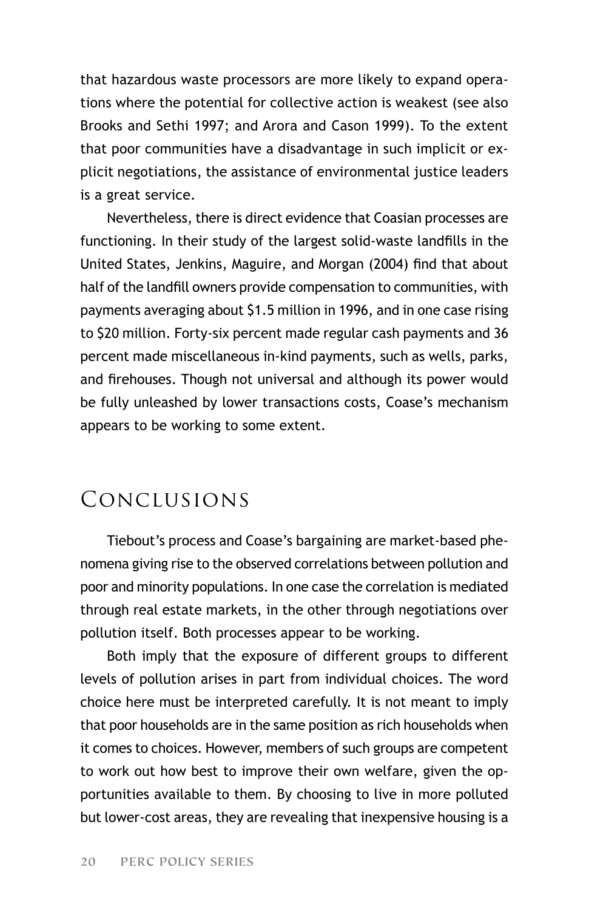that hazardous waste processors are more likely to expand operations where the potential for collective action is weakest (see also Brooks and Sethi 1997; and Arora and Cason 1999). To the extent that poor communities have a disadvantage in such implicit or explicit negotiations, the assistance of environmental justice leaders is a great service.

Nevertheless, there is direct evidence that Coasian processes are functioning. In their study of the largest solid-waste landfills in the United States, Jenkins, Maguire, and Morgan (2004) find that about half of the landfill owners provide compensation to communities, with payments averaging about $1.5 million in 1996, and in one case rising to $20 million. Forty-six percent made regular cash payments and 36 percent made miscellaneous in-kind payments, such as wells, parks, and firehouses. Though not universal and although its power would be fully unleashed by lower transactions costs, Coase's mechanism appears to be working to some extent.

## Conclusions

Tiebout's process and Coase's bargaining are market-based phenomena giving rise to the observed correlations between pollution and poor and minority populations. In one case the correlation is mediated through real estate markets, in the other through negotiations over pollution itself. Both processes appear to be working.

Both imply that the exposure of different groups to different levels of pollution arises in part from individual choices. The word choice here must be interpreted carefully. It is not meant to imply that poor households are in the same position as rich households when it comes to choices. However, members of such groups are competent to work out how best to improve their own welfare, given the opportunities available to them. By choosing to live in more polluted but lower-cost areas, they are revealing that inexpensive housing is a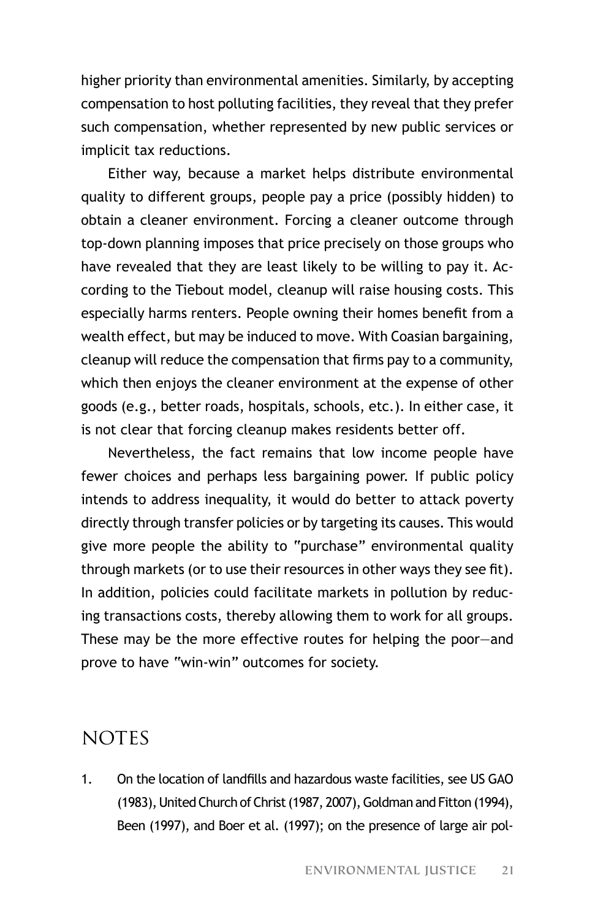higher priority than environmental amenities. Similarly, by accepting compensation to host polluting facilities, they reveal that they prefer such compensation, whether represented by new public services or implicit tax reductions.

Either way, because a market helps distribute environmental quality to different groups, people pay a price (possibly hidden) to obtain a cleaner environment. Forcing a cleaner outcome through top-down planning imposes that price precisely on those groups who have revealed that they are least likely to be willing to pay it. According to the Tiebout model, cleanup will raise housing costs. This especially harms renters. People owning their homes benefit from a wealth effect, but may be induced to move. With Coasian bargaining, cleanup will reduce the compensation that firms pay to a community, which then enjoys the cleaner environment at the expense of other goods (e.g., better roads, hospitals, schools, etc.). In either case, it is not clear that forcing cleanup makes residents better off.

Nevertheless, the fact remains that low income people have fewer choices and perhaps less bargaining power. If public policy intends to address inequality, it would do better to attack poverty directly through transfer policies or by targeting its causes. This would give more people the ability to "purchase" environmental quality through markets (or to use their resources in other ways they see fit). In addition, policies could facilitate markets in pollution by reducing transactions costs, thereby allowing them to work for all groups. These may be the more effective routes for helping the poor—and prove to have "win-win" outcomes for society.

## NOTES

1. On the location of landfills and hazardous waste facilities, see US GAO (1983), United Church of Christ (1987, 2007), Goldman and Fitton (1994), Been (1997), and Boer et al. (1997); on the presence of large air pol-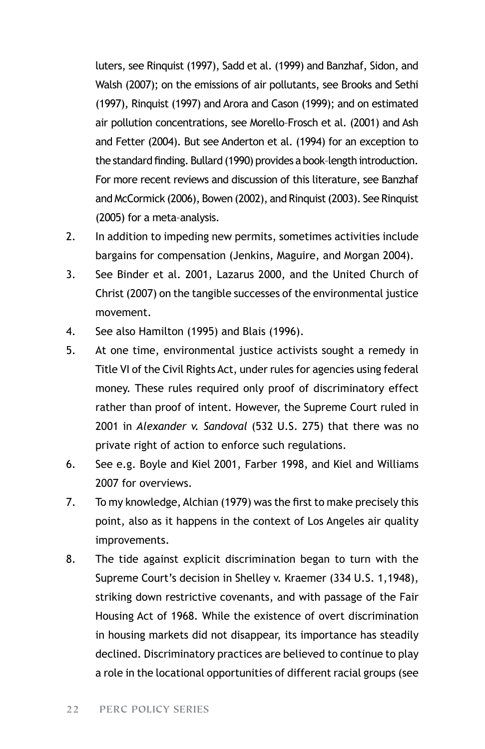luters, see Rinquist (1997), Sadd et al. (1999) and Banzhaf, Sidon, and Walsh (2007); on the emissions of air pollutants, see Brooks and Sethi (1997), Rinquist (1997) and Arora and Cason (1999); and on estimated air pollution concentrations, see Morello–Frosch et al. (2001) and Ash and Fetter (2004). But see Anderton et al. (1994) for an exception to the standard finding. Bullard (1990) provides a book–length introduction. For more recent reviews and discussion of this literature, see Banzhaf and McCormick (2006), Bowen (2002), and Rinquist (2003). See Rinquist (2005) for a meta–analysis.

2. In addition to impeding new permits, sometimes activities include bargains for compensation (Jenkins, Maguire, and Morgan 2004).
3. See Binder et al. 2001, Lazarus 2000, and the United Church of Christ (2007) on the tangible successes of the environmental justice movement.
4. See also Hamilton (1995) and Blais (1996).
5. At one time, environmental justice activists sought a remedy in Title VI of the Civil Rights Act, under rules for agencies using federal money. These rules required only proof of discriminatory effect rather than proof of intent. However, the Supreme Court ruled in 2001 in *Alexander v. Sandoval* (532 U.S. 275) that there was no private right of action to enforce such regulations.
6. See e.g. Boyle and Kiel 2001, Farber 1998, and Kiel and Williams 2007 for overviews.
7. To my knowledge, Alchian (1979) was the first to make precisely this point, also as it happens in the context of Los Angeles air quality improvements.
8. The tide against explicit discrimination began to turn with the Supreme Court's decision in Shelley v. Kraemer (334 U.S. 1,1948), striking down restrictive covenants, and with passage of the Fair Housing Act of 1968. While the existence of overt discrimination in housing markets did not disappear, its importance has steadily declined. Discriminatory practices are believed to continue to play a role in the locational opportunities of different racial groups (see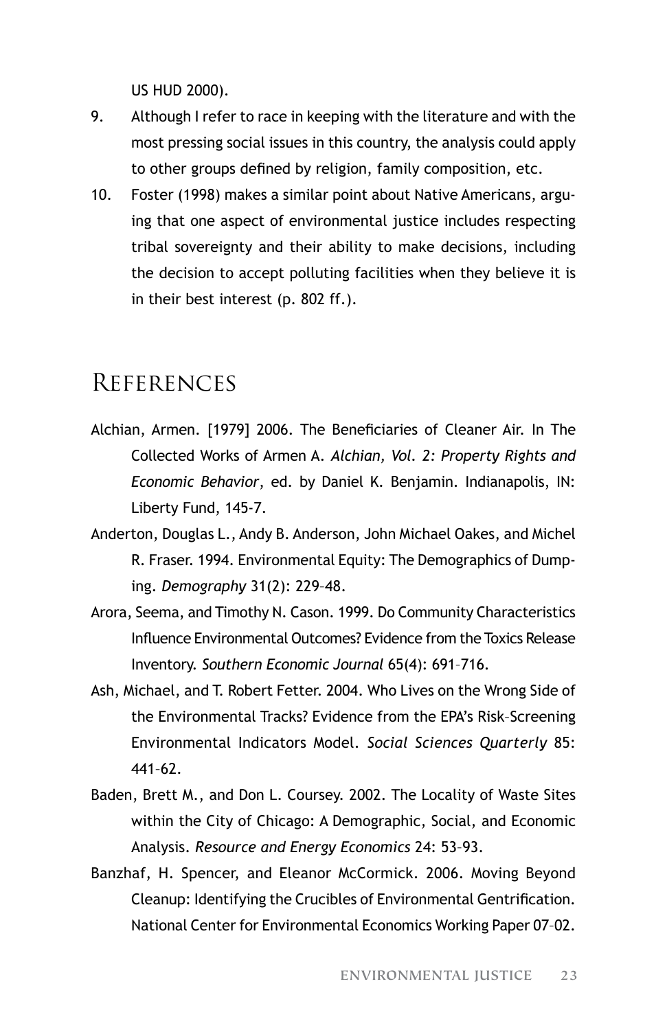US HUD 2000).

9. Although I refer to race in keeping with the literature and with the most pressing social issues in this country, the analysis could apply to other groups defined by religion, family composition, etc.
10. Foster (1998) makes a similar point about Native Americans, arguing that one aspect of environmental justice includes respecting tribal sovereignty and their ability to make decisions, including the decision to accept polluting facilities when they believe it is in their best interest (p. 802 ff.).

## References

Alchian, Armen. [1979] 2006. The Beneficiaries of Cleaner Air. In The Collected Works of Armen A. *Alchian, Vol. 2: Property Rights and Economic Behavior*, ed. by Daniel K. Benjamin. Indianapolis, IN: Liberty Fund, 145-7.

Anderton, Douglas L., Andy B. Anderson, John Michael Oakes, and Michel R. Fraser. 1994. Environmental Equity: The Demographics of Dumping. *Demography* 31(2): 229–48.

Arora, Seema, and Timothy N. Cason. 1999. Do Community Characteristics Influence Environmental Outcomes? Evidence from the Toxics Release Inventory. *Southern Economic Journal* 65(4): 691–716.

Ash, Michael, and T. Robert Fetter. 2004. Who Lives on the Wrong Side of the Environmental Tracks? Evidence from the EPA's Risk–Screening Environmental Indicators Model. *Social Sciences Quarterly* 85: 441–62.

Baden, Brett M., and Don L. Coursey. 2002. The Locality of Waste Sites within the City of Chicago: A Demographic, Social, and Economic Analysis. *Resource and Energy Economics* 24: 53–93.

Banzhaf, H. Spencer, and Eleanor McCormick. 2006. Moving Beyond Cleanup: Identifying the Crucibles of Environmental Gentrification. National Center for Environmental Economics Working Paper 07–02.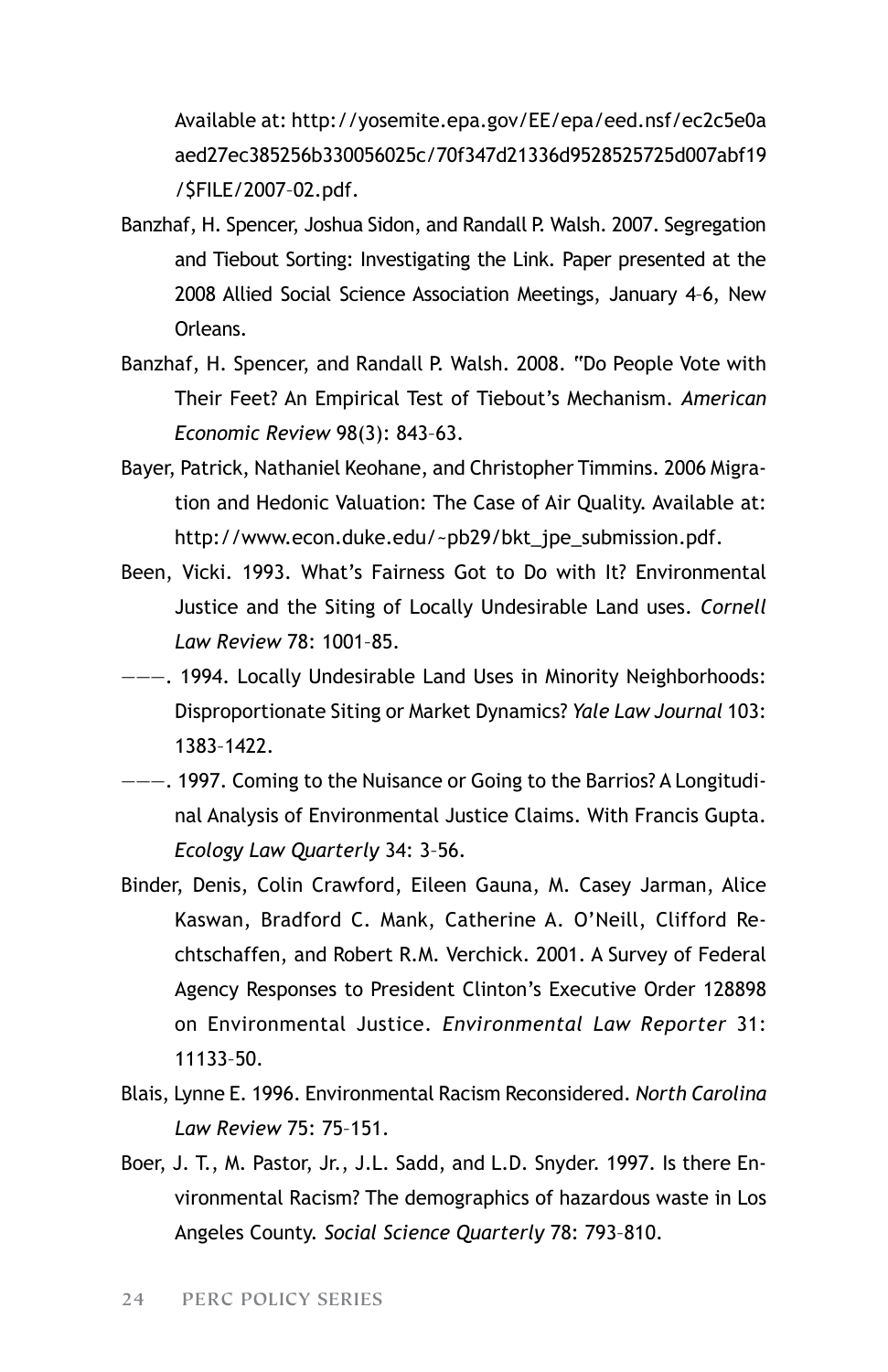Available at: http://yosemite.epa.gov/EE/epa/eed.nsf/ec2c5e0aaed27ec385256b330056025c/70f347d21336d9528525725d007abf19/$FILE/2007–02.pdf.

Banzhaf, H. Spencer, Joshua Sidon, and Randall P. Walsh. 2007. Segregation and Tiebout Sorting: Investigating the Link. Paper presented at the 2008 Allied Social Science Association Meetings, January 4–6, New Orleans.

Banzhaf, H. Spencer, and Randall P. Walsh. 2008. "Do People Vote with Their Feet? An Empirical Test of Tiebout's Mechanism. *American Economic Review* 98(3): 843–63.

Bayer, Patrick, Nathaniel Keohane, and Christopher Timmins. 2006 Migration and Hedonic Valuation: The Case of Air Quality. Available at: http://www.econ.duke.edu/~pb29/bkt_jpe_submission.pdf.

Been, Vicki. 1993. What's Fairness Got to Do with It? Environmental Justice and the Siting of Locally Undesirable Land uses. *Cornell Law Review* 78: 1001–85.

———. 1994. Locally Undesirable Land Uses in Minority Neighborhoods: Disproportionate Siting or Market Dynamics? *Yale Law Journal* 103: 1383–1422.

———. 1997. Coming to the Nuisance or Going to the Barrios? A Longitudinal Analysis of Environmental Justice Claims. With Francis Gupta. *Ecology Law Quarterly* 34: 3–56.

Binder, Denis, Colin Crawford, Eileen Gauna, M. Casey Jarman, Alice Kaswan, Bradford C. Mank, Catherine A. O'Neill, Clifford Rechtschaffen, and Robert R.M. Verchick. 2001. A Survey of Federal Agency Responses to President Clinton's Executive Order 128898 on Environmental Justice. *Environmental Law Reporter* 31: 11133–50.

Blais, Lynne E. 1996. Environmental Racism Reconsidered. *North Carolina Law Review* 75: 75–151.

Boer, J. T., M. Pastor, Jr., J.L. Sadd, and L.D. Snyder. 1997. Is there Environmental Racism? The demographics of hazardous waste in Los Angeles County. *Social Science Quarterly* 78: 793–810.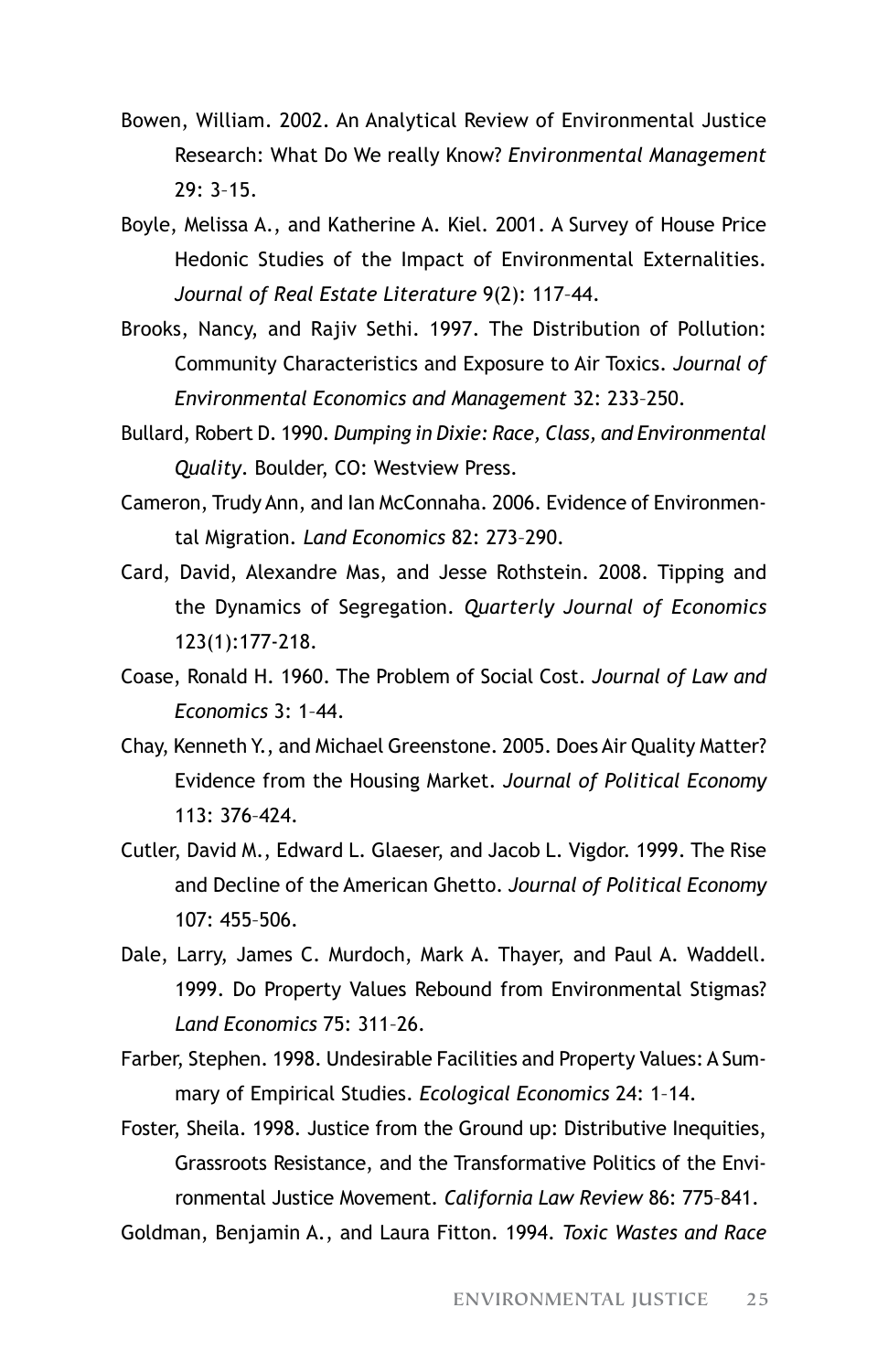Bowen, William. 2002. An Analytical Review of Environmental Justice Research: What Do We really Know? *Environmental Management* 29: 3–15.

Boyle, Melissa A., and Katherine A. Kiel. 2001. A Survey of House Price Hedonic Studies of the Impact of Environmental Externalities. *Journal of Real Estate Literature* 9(2): 117–44.

Brooks, Nancy, and Rajiv Sethi. 1997. The Distribution of Pollution: Community Characteristics and Exposure to Air Toxics. *Journal of Environmental Economics and Management* 32: 233–250.

Bullard, Robert D. 1990. *Dumping in Dixie: Race, Class, and Environmental Quality*. Boulder, CO: Westview Press.

Cameron, Trudy Ann, and Ian McConnaha. 2006. Evidence of Environmental Migration. *Land Economics* 82: 273–290.

Card, David, Alexandre Mas, and Jesse Rothstein. 2008. Tipping and the Dynamics of Segregation. *Quarterly Journal of Economics* 123(1):177-218.

Coase, Ronald H. 1960. The Problem of Social Cost. *Journal of Law and Economics* 3: 1–44.

Chay, Kenneth Y., and Michael Greenstone. 2005. Does Air Quality Matter? Evidence from the Housing Market. *Journal of Political Economy* 113: 376–424.

Cutler, David M., Edward L. Glaeser, and Jacob L. Vigdor. 1999. The Rise and Decline of the American Ghetto. *Journal of Political Economy* 107: 455–506.

Dale, Larry, James C. Murdoch, Mark A. Thayer, and Paul A. Waddell. 1999. Do Property Values Rebound from Environmental Stigmas? *Land Economics* 75: 311–26.

Farber, Stephen. 1998. Undesirable Facilities and Property Values: A Summary of Empirical Studies. *Ecological Economics* 24: 1–14.

Foster, Sheila. 1998. Justice from the Ground up: Distributive Inequities, Grassroots Resistance, and the Transformative Politics of the Environmental Justice Movement. *California Law Review* 86: 775–841.

Goldman, Benjamin A., and Laura Fitton. 1994. *Toxic Wastes and Race*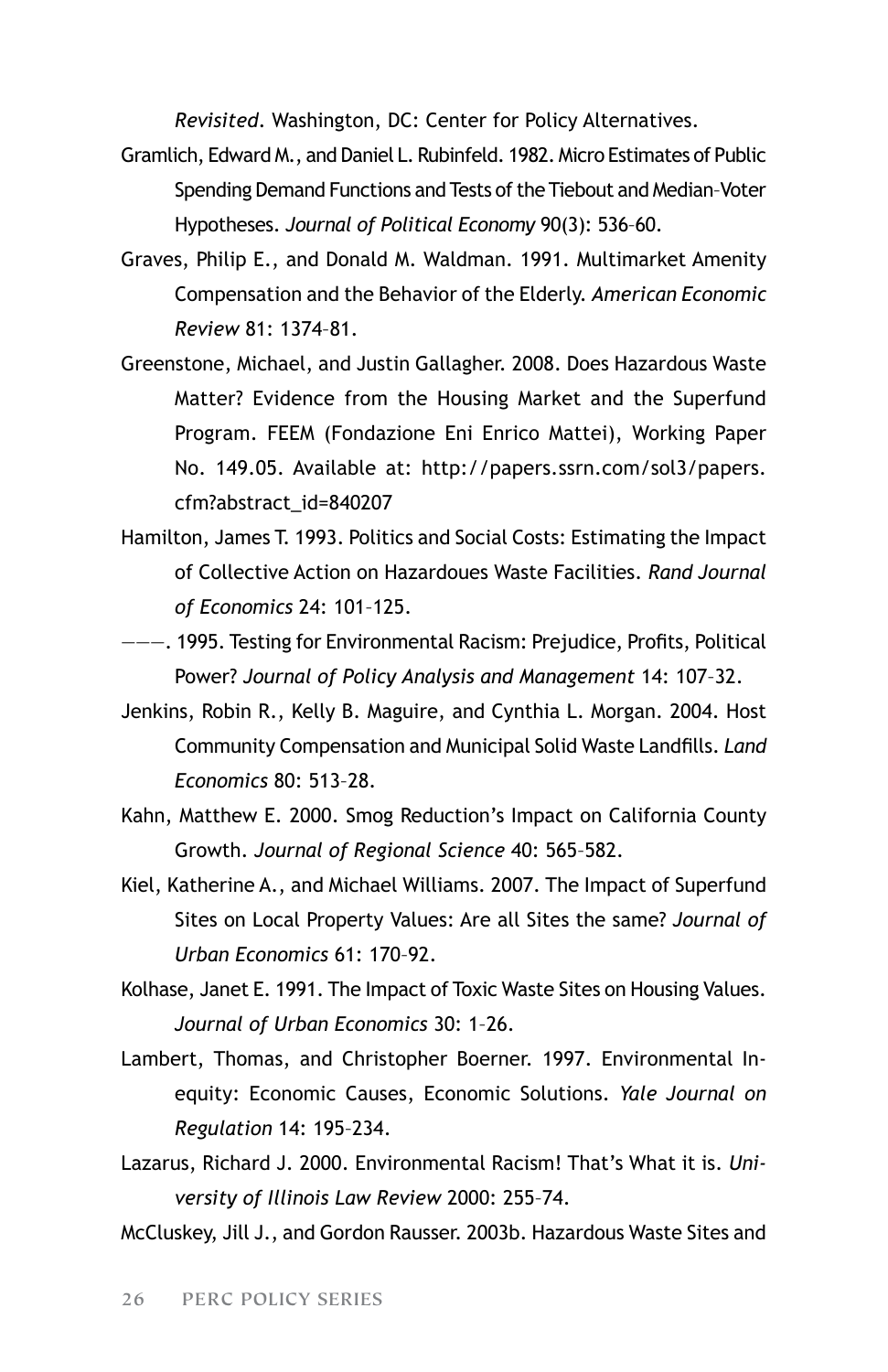*Revisited*. Washington, DC: Center for Policy Alternatives.

Gramlich, Edward M., and Daniel L. Rubinfeld. 1982. Micro Estimates of Public Spending Demand Functions and Tests of the Tiebout and Median-Voter Hypotheses. *Journal of Political Economy* 90(3): 536–60.

Graves, Philip E., and Donald M. Waldman. 1991. Multimarket Amenity Compensation and the Behavior of the Elderly. *American Economic Review* 81: 1374–81.

Greenstone, Michael, and Justin Gallagher. 2008. Does Hazardous Waste Matter? Evidence from the Housing Market and the Superfund Program. FEEM (Fondazione Eni Enrico Mattei), Working Paper No. 149.05. Available at: http://papers.ssrn.com/sol3/papers.cfm?abstract_id=840207

Hamilton, James T. 1993. Politics and Social Costs: Estimating the Impact of Collective Action on Hazardoues Waste Facilities. *Rand Journal of Economics* 24: 101–125.

———. 1995. Testing for Environmental Racism: Prejudice, Profits, Political Power? *Journal of Policy Analysis and Management* 14: 107–32.

Jenkins, Robin R., Kelly B. Maguire, and Cynthia L. Morgan. 2004. Host Community Compensation and Municipal Solid Waste Landfills. *Land Economics* 80: 513–28.

Kahn, Matthew E. 2000. Smog Reduction's Impact on California County Growth. *Journal of Regional Science* 40: 565–582.

Kiel, Katherine A., and Michael Williams. 2007. The Impact of Superfund Sites on Local Property Values: Are all Sites the same? *Journal of Urban Economics* 61: 170–92.

Kolhase, Janet E. 1991. The Impact of Toxic Waste Sites on Housing Values. *Journal of Urban Economics* 30: 1–26.

Lambert, Thomas, and Christopher Boerner. 1997. Environmental Inequity: Economic Causes, Economic Solutions. *Yale Journal on Regulation* 14: 195–234.

Lazarus, Richard J. 2000. Environmental Racism! That's What it is. *University of Illinois Law Review* 2000: 255–74.

McCluskey, Jill J., and Gordon Rausser. 2003b. Hazardous Waste Sites and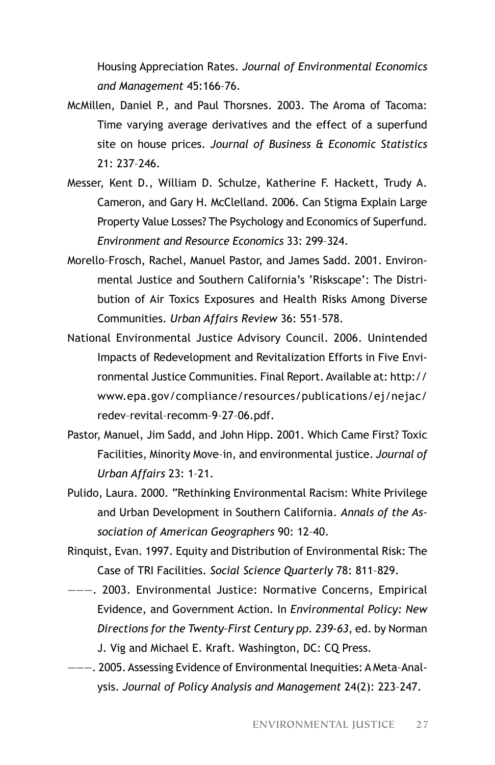Housing Appreciation Rates. *Journal of Environmental Economics and Management* 45:166–76.

McMillen, Daniel P., and Paul Thorsnes. 2003. The Aroma of Tacoma: Time varying average derivatives and the effect of a superfund site on house prices. *Journal of Business & Economic Statistics* 21: 237–246.

Messer, Kent D., William D. Schulze, Katherine F. Hackett, Trudy A. Cameron, and Gary H. McClelland. 2006. Can Stigma Explain Large Property Value Losses? The Psychology and Economics of Superfund. *Environment and Resource Economics* 33: 299–324.

Morello–Frosch, Rachel, Manuel Pastor, and James Sadd. 2001. Environmental Justice and Southern California's 'Riskscape': The Distribution of Air Toxics Exposures and Health Risks Among Diverse Communities. *Urban Affairs Review* 36: 551–578.

National Environmental Justice Advisory Council. 2006. Unintended Impacts of Redevelopment and Revitalization Efforts in Five Environmental Justice Communities. Final Report. Available at: http://www.epa.gov/compliance/resources/publications/ej/nejac/redev–revital–recomm–9–27–06.pdf.

Pastor, Manuel, Jim Sadd, and John Hipp. 2001. Which Came First? Toxic Facilities, Minority Move–in, and environmental justice. *Journal of Urban Affairs* 23: 1–21.

Pulido, Laura. 2000. "Rethinking Environmental Racism: White Privilege and Urban Development in Southern California. *Annals of the Association of American Geographers* 90: 12–40.

Rinquist, Evan. 1997. Equity and Distribution of Environmental Risk: The Case of TRI Facilities. *Social Science Quarterly* 78: 811–829.

———. 2003. Environmental Justice: Normative Concerns, Empirical Evidence, and Government Action. In *Environmental Policy: New Directions for the Twenty–First Century pp. 239-63*, ed. by Norman J. Vig and Michael E. Kraft. Washington, DC: CQ Press.

———. 2005. Assessing Evidence of Environmental Inequities: A Meta–Analysis. *Journal of Policy Analysis and Management* 24(2): 223–247.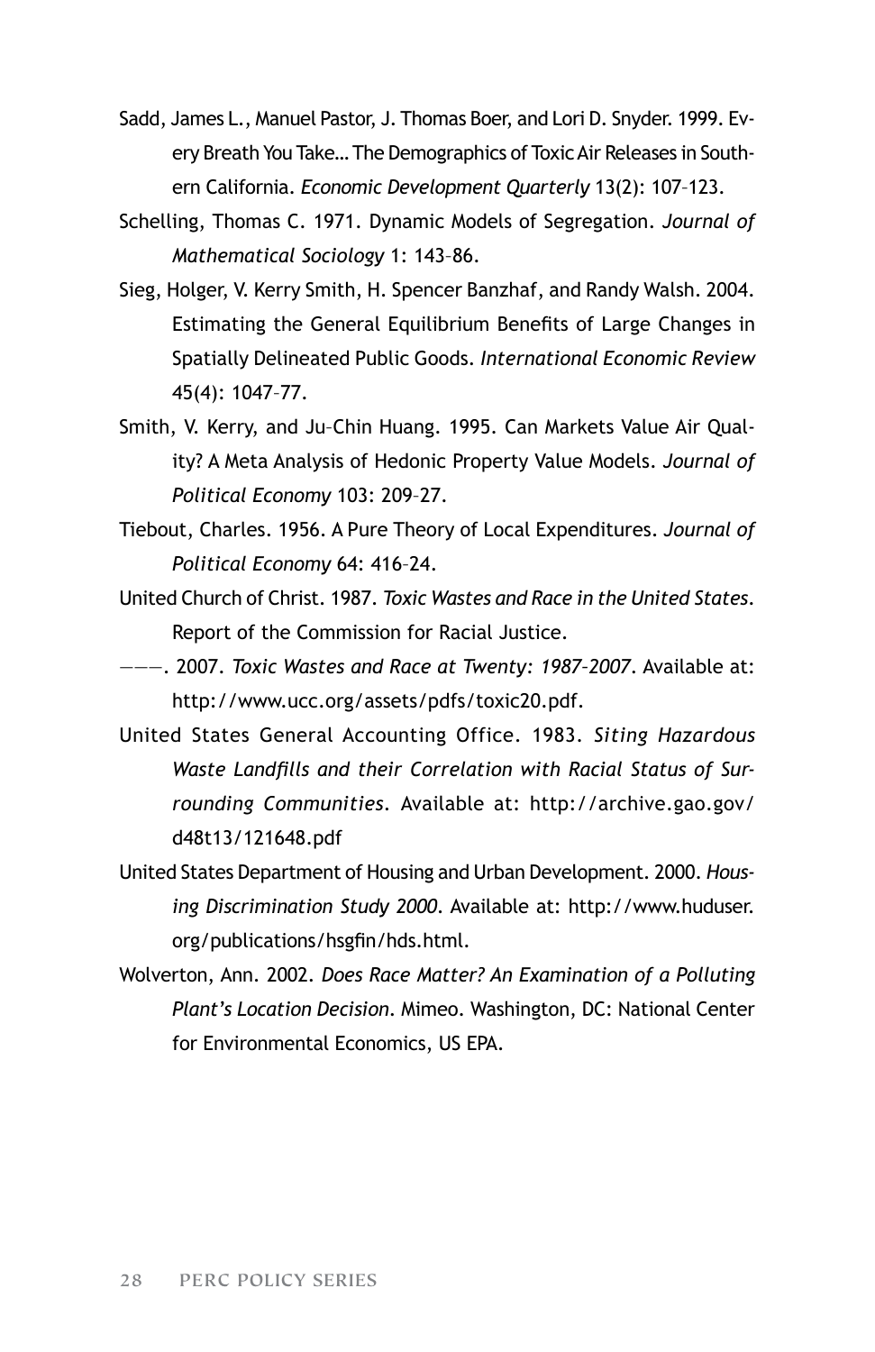Sadd, James L., Manuel Pastor, J. Thomas Boer, and Lori D. Snyder. 1999. Every Breath You Take… The Demographics of Toxic Air Releases in Southern California. *Economic Development Quarterly* 13(2): 107–123.

Schelling, Thomas C. 1971. Dynamic Models of Segregation. *Journal of Mathematical Sociology* 1: 143–86.

Sieg, Holger, V. Kerry Smith, H. Spencer Banzhaf, and Randy Walsh. 2004. Estimating the General Equilibrium Benefits of Large Changes in Spatially Delineated Public Goods. *International Economic Review* 45(4): 1047–77.

Smith, V. Kerry, and Ju–Chin Huang. 1995. Can Markets Value Air Quality? A Meta Analysis of Hedonic Property Value Models. *Journal of Political Economy* 103: 209–27.

Tiebout, Charles. 1956. A Pure Theory of Local Expenditures. *Journal of Political Economy* 64: 416–24.

United Church of Christ. 1987. *Toxic Wastes and Race in the United States*. Report of the Commission for Racial Justice.

———. 2007. *Toxic Wastes and Race at Twenty: 1987–2007*. Available at: http://www.ucc.org/assets/pdfs/toxic20.pdf.

United States General Accounting Office. 1983. *Siting Hazardous Waste Landfills and their Correlation with Racial Status of Surrounding Communities*. Available at: http://archive.gao.gov/d48t13/121648.pdf

United States Department of Housing and Urban Development. 2000. *Housing Discrimination Study 2000*. Available at: http://www.huduser.org/publications/hsgfin/hds.html.

Wolverton, Ann. 2002. *Does Race Matter? An Examination of a Polluting Plant's Location Decision*. Mimeo. Washington, DC: National Center for Environmental Economics, US EPA.